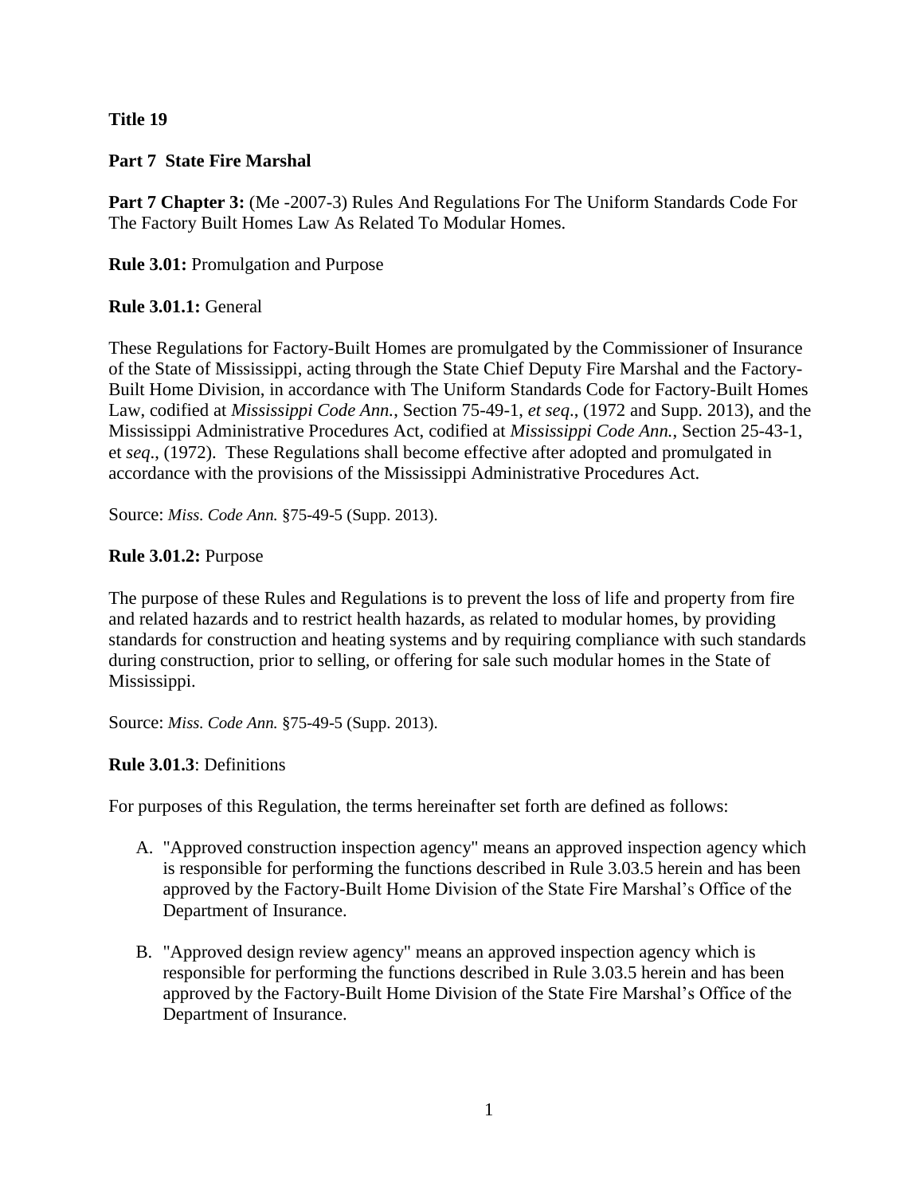**Title 19**

**Part 7 State Fire Marshal**

**Part 7 Chapter 3:** (Me -2007-3) Rules And Regulations For The Uniform Standards Code For The Factory Built Homes Law As Related To Modular Homes.

**Rule 3.01:** Promulgation and Purpose

**Rule 3.01.1:** General

These Regulations for Factory-Built Homes are promulgated by the Commissioner of Insurance of the State of Mississippi, acting through the State Chief Deputy Fire Marshal and the Factory-Built Home Division, in accordance with The Uniform Standards Code for Factory-Built Homes Law, codified at *Mississippi Code Ann.*, Section 75-49-1, *et seq*., (1972 and Supp. 2013), and the Mississippi Administrative Procedures Act, codified at *Mississippi Code Ann.*, Section 25-43-1, et *seq*., (1972). These Regulations shall become effective after adopted and promulgated in accordance with the provisions of the Mississippi Administrative Procedures Act.

Source: *Miss. Code Ann.* §75-49-5 (Supp. 2013).

**Rule 3.01.2:** Purpose

The purpose of these Rules and Regulations is to prevent the loss of life and property from fire and related hazards and to restrict health hazards, as related to modular homes, by providing standards for construction and heating systems and by requiring compliance with such standards during construction, prior to selling, or offering for sale such modular homes in the State of Mississippi.

Source: *Miss. Code Ann.* §75-49-5 (Supp. 2013).

**Rule 3.01.3**: Definitions

For purposes of this Regulation, the terms hereinafter set forth are defined as follows:

A. "Approved construction inspection agency" means an approved inspection agency which is responsible for performing the functions described in Rule 3.03.5 herein and has been approved by the Factory-Built Home Division of the State Fire Marshal's Office of the Department of Insurance.

B. "Approved design review agency" means an approved inspection agency which is responsible for performing the functions described in Rule 3.03.5 herein and has been approved by the Factory-Built Home Division of the State Fire Marshal's Office of the Department of Insurance.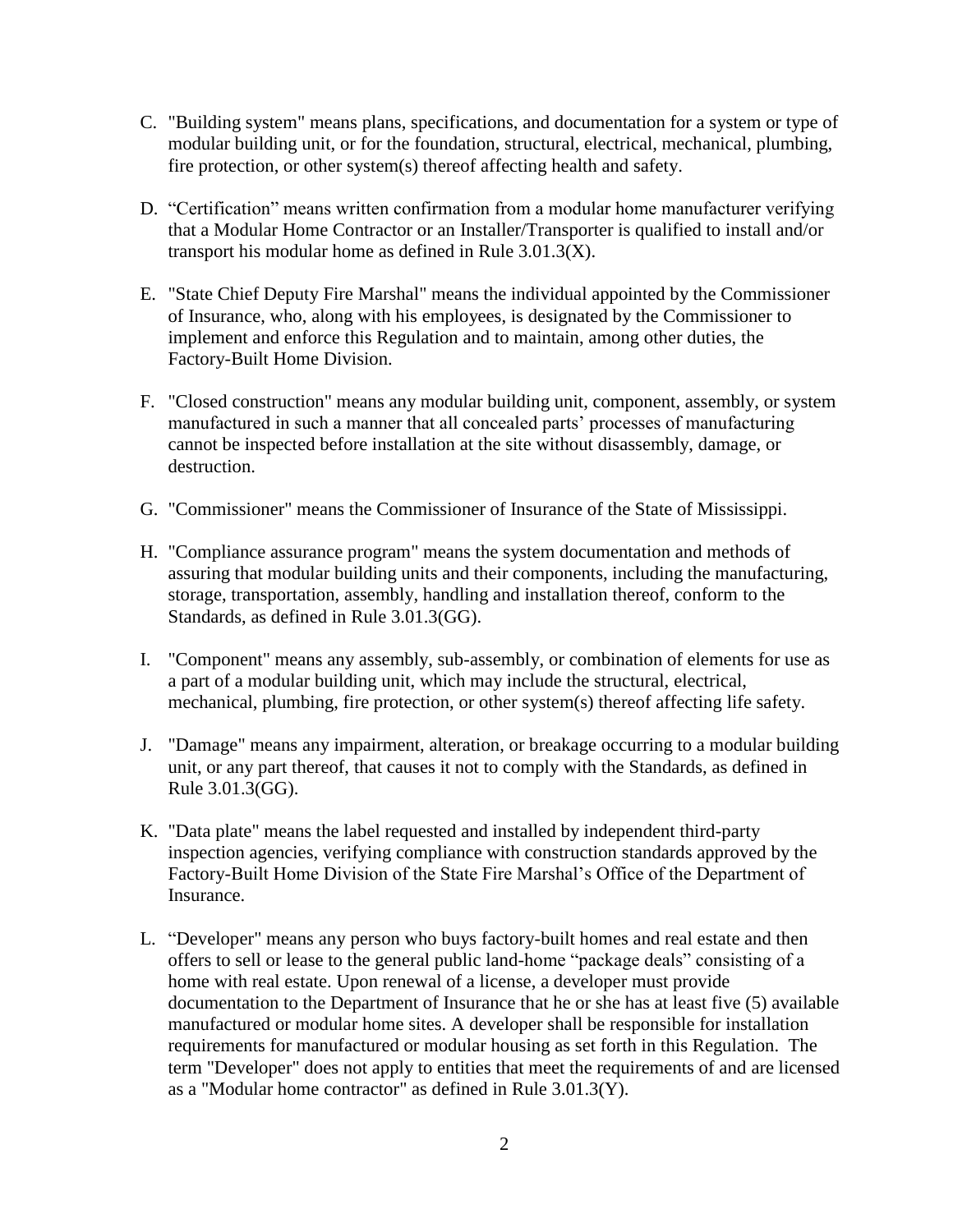C. "Building system" means plans, specifications, and documentation for a system or type of modular building unit, or for the foundation, structural, electrical, mechanical, plumbing, fire protection, or other system(s) thereof affecting health and safety.

D. "Certification" means written confirmation from a modular home manufacturer verifying that a Modular Home Contractor or an Installer/Transporter is qualified to install and/or transport his modular home as defined in Rule 3.01.3(X).

E. "State Chief Deputy Fire Marshal" means the individual appointed by the Commissioner of Insurance, who, along with his employees, is designated by the Commissioner to implement and enforce this Regulation and to maintain, among other duties, the Factory-Built Home Division.

F. "Closed construction" means any modular building unit, component, assembly, or system manufactured in such a manner that all concealed parts' processes of manufacturing cannot be inspected before installation at the site without disassembly, damage, or destruction.

G. "Commissioner" means the Commissioner of Insurance of the State of Mississippi.

H. "Compliance assurance program" means the system documentation and methods of assuring that modular building units and their components, including the manufacturing, storage, transportation, assembly, handling and installation thereof, conform to the Standards, as defined in Rule 3.01.3(GG).

I. "Component" means any assembly, sub-assembly, or combination of elements for use as a part of a modular building unit, which may include the structural, electrical, mechanical, plumbing, fire protection, or other system(s) thereof affecting life safety.

J. "Damage" means any impairment, alteration, or breakage occurring to a modular building unit, or any part thereof, that causes it not to comply with the Standards, as defined in Rule 3.01.3(GG).

K. "Data plate" means the label requested and installed by independent third-party inspection agencies, verifying compliance with construction standards approved by the Factory-Built Home Division of the State Fire Marshal's Office of the Department of Insurance.

L. "Developer" means any person who buys factory-built homes and real estate and then offers to sell or lease to the general public land-home "package deals" consisting of a home with real estate. Upon renewal of a license, a developer must provide documentation to the Department of Insurance that he or she has at least five (5) available manufactured or modular home sites. A developer shall be responsible for installation requirements for manufactured or modular housing as set forth in this Regulation. The term "Developer" does not apply to entities that meet the requirements of and are licensed as a "Modular home contractor" as defined in Rule 3.01.3(Y).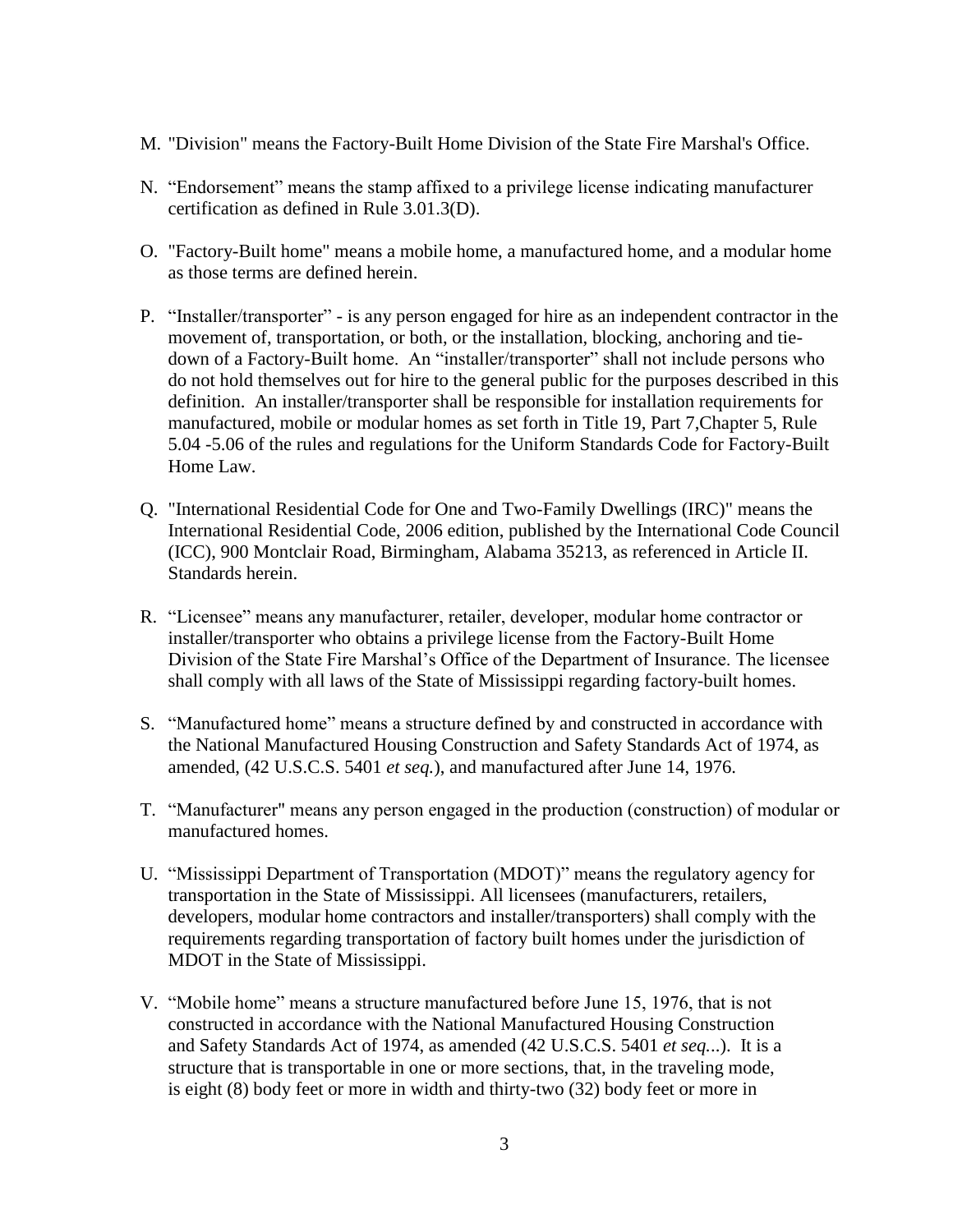M. "Division" means the Factory-Built Home Division of the State Fire Marshal's Office.

N. "Endorsement" means the stamp affixed to a privilege license indicating manufacturer certification as defined in Rule 3.01.3(D).

O. "Factory-Built home" means a mobile home, a manufactured home, and a modular home as those terms are defined herein.

P. "Installer/transporter" - is any person engaged for hire as an independent contractor in the movement of, transportation, or both, or the installation, blocking, anchoring and tie-down of a Factory-Built home. An "installer/transporter" shall not include persons who do not hold themselves out for hire to the general public for the purposes described in this definition. An installer/transporter shall be responsible for installation requirements for manufactured, mobile or modular homes as set forth in Title 19, Part 7,Chapter 5, Rule 5.04 -5.06 of the rules and regulations for the Uniform Standards Code for Factory-Built Home Law.

Q. "International Residential Code for One and Two-Family Dwellings (IRC)" means the International Residential Code, 2006 edition, published by the International Code Council (ICC), 900 Montclair Road, Birmingham, Alabama 35213, as referenced in Article II. Standards herein.

R. "Licensee" means any manufacturer, retailer, developer, modular home contractor or installer/transporter who obtains a privilege license from the Factory-Built Home Division of the State Fire Marshal's Office of the Department of Insurance. The licensee shall comply with all laws of the State of Mississippi regarding factory-built homes.

S. "Manufactured home" means a structure defined by and constructed in accordance with the National Manufactured Housing Construction and Safety Standards Act of 1974, as amended, (42 U.S.C.S. 5401 *et seq.*), and manufactured after June 14, 1976.

T. "Manufacturer" means any person engaged in the production (construction) of modular or manufactured homes.

U. "Mississippi Department of Transportation (MDOT)" means the regulatory agency for transportation in the State of Mississippi. All licensees (manufacturers, retailers, developers, modular home contractors and installer/transporters) shall comply with the requirements regarding transportation of factory built homes under the jurisdiction of MDOT in the State of Mississippi.

V. "Mobile home" means a structure manufactured before June 15, 1976, that is not constructed in accordance with the National Manufactured Housing Construction and Safety Standards Act of 1974, as amended (42 U.S.C.S. 5401 *et seq...*). It is a structure that is transportable in one or more sections, that, in the traveling mode, is eight (8) body feet or more in width and thirty-two (32) body feet or more in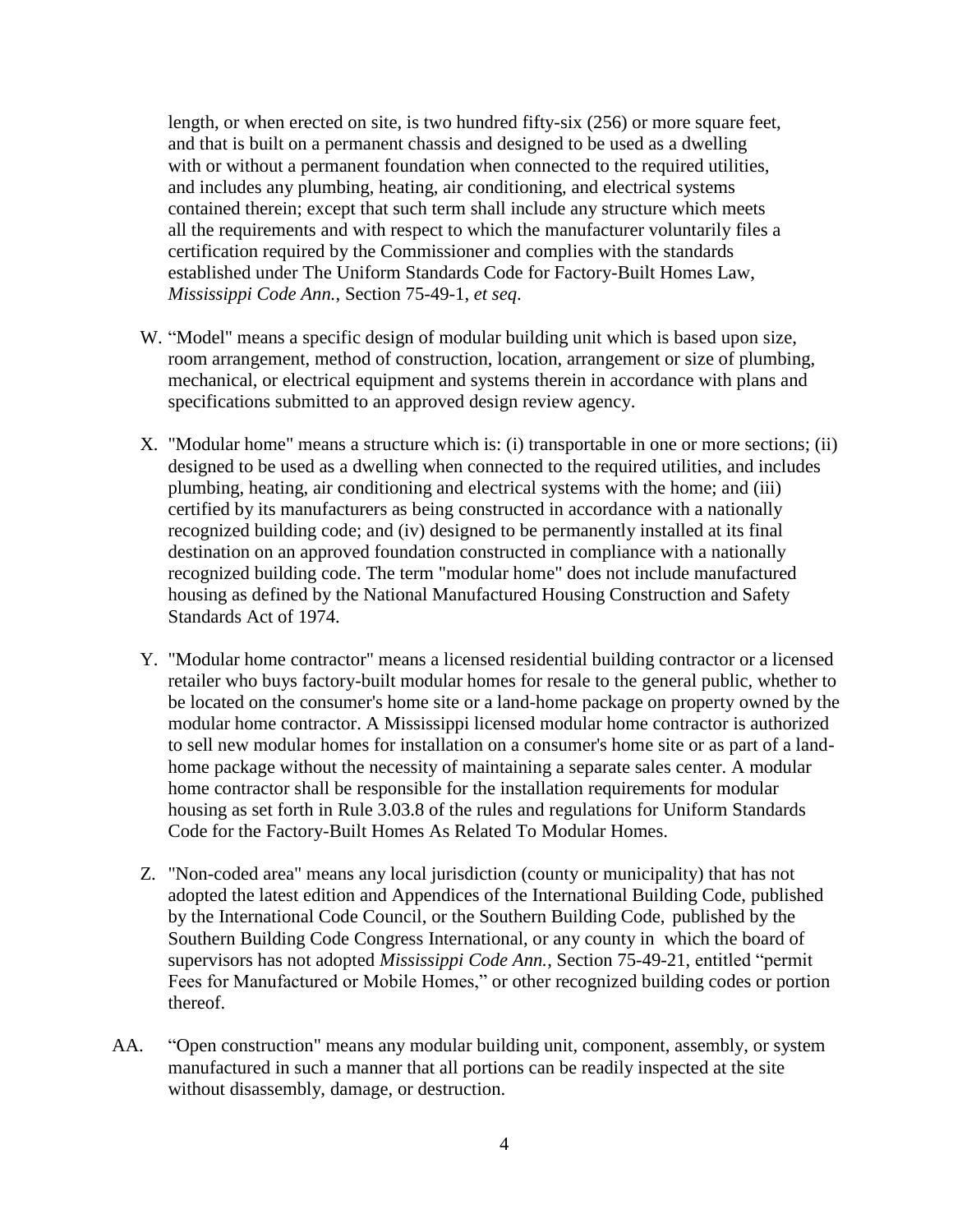length, or when erected on site, is two hundred fifty-six (256) or more square feet, and that is built on a permanent chassis and designed to be used as a dwelling with or without a permanent foundation when connected to the required utilities, and includes any plumbing, heating, air conditioning, and electrical systems contained therein; except that such term shall include any structure which meets all the requirements and with respect to which the manufacturer voluntarily files a certification required by the Commissioner and complies with the standards established under The Uniform Standards Code for Factory-Built Homes Law, *Mississippi Code Ann.*, Section 75-49-1, *et seq*.

W. "Model" means a specific design of modular building unit which is based upon size, room arrangement, method of construction, location, arrangement or size of plumbing, mechanical, or electrical equipment and systems therein in accordance with plans and specifications submitted to an approved design review agency.

X. "Modular home" means a structure which is: (i) transportable in one or more sections; (ii) designed to be used as a dwelling when connected to the required utilities, and includes plumbing, heating, air conditioning and electrical systems with the home; and (iii) certified by its manufacturers as being constructed in accordance with a nationally recognized building code; and (iv) designed to be permanently installed at its final destination on an approved foundation constructed in compliance with a nationally recognized building code. The term "modular home" does not include manufactured housing as defined by the National Manufactured Housing Construction and Safety Standards Act of 1974.

Y. "Modular home contractor" means a licensed residential building contractor or a licensed retailer who buys factory-built modular homes for resale to the general public, whether to be located on the consumer's home site or a land-home package on property owned by the modular home contractor. A Mississippi licensed modular home contractor is authorized to sell new modular homes for installation on a consumer's home site or as part of a land-home package without the necessity of maintaining a separate sales center. A modular home contractor shall be responsible for the installation requirements for modular housing as set forth in Rule 3.03.8 of the rules and regulations for Uniform Standards Code for the Factory-Built Homes As Related To Modular Homes.

Z. "Non-coded area" means any local jurisdiction (county or municipality) that has not adopted the latest edition and Appendices of the International Building Code, published by the International Code Council, or the Southern Building Code, published by the Southern Building Code Congress International, or any county in which the board of supervisors has not adopted *Mississippi Code Ann.*, Section 75-49-21, entitled "permit Fees for Manufactured or Mobile Homes," or other recognized building codes or portion thereof.

AA. "Open construction" means any modular building unit, component, assembly, or system manufactured in such a manner that all portions can be readily inspected at the site without disassembly, damage, or destruction.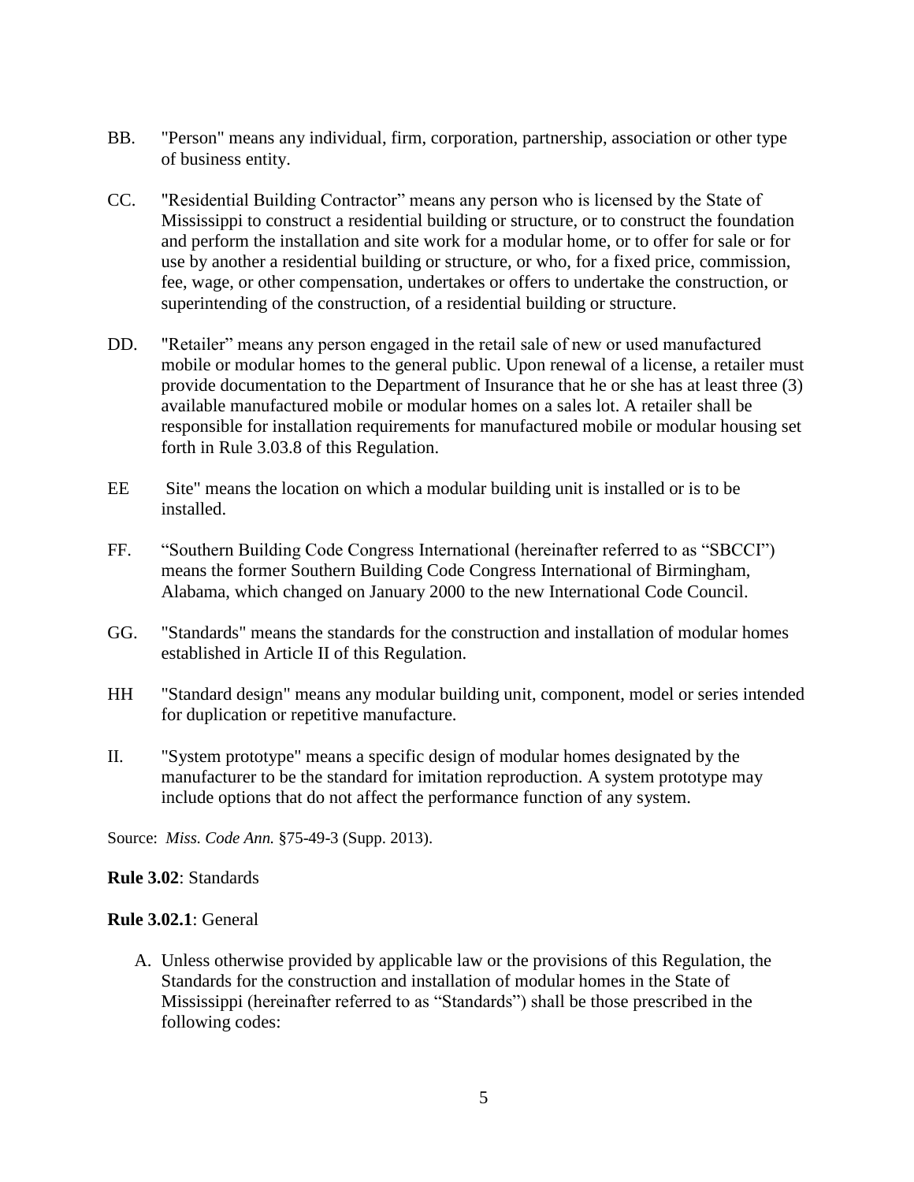BB. "Person" means any individual, firm, corporation, partnership, association or other type of business entity.

CC. "Residential Building Contractor" means any person who is licensed by the State of Mississippi to construct a residential building or structure, or to construct the foundation and perform the installation and site work for a modular home, or to offer for sale or for use by another a residential building or structure, or who, for a fixed price, commission, fee, wage, or other compensation, undertakes or offers to undertake the construction, or superintending of the construction, of a residential building or structure.

DD. "Retailer" means any person engaged in the retail sale of new or used manufactured mobile or modular homes to the general public. Upon renewal of a license, a retailer must provide documentation to the Department of Insurance that he or she has at least three (3) available manufactured mobile or modular homes on a sales lot. A retailer shall be responsible for installation requirements for manufactured mobile or modular housing set forth in Rule 3.03.8 of this Regulation.

EE Site" means the location on which a modular building unit is installed or is to be installed.

FF. "Southern Building Code Congress International (hereinafter referred to as "SBCCI") means the former Southern Building Code Congress International of Birmingham, Alabama, which changed on January 2000 to the new International Code Council.

GG. "Standards" means the standards for the construction and installation of modular homes established in Article II of this Regulation.

HH "Standard design" means any modular building unit, component, model or series intended for duplication or repetitive manufacture.

II. "System prototype" means a specific design of modular homes designated by the manufacturer to be the standard for imitation reproduction. A system prototype may include options that do not affect the performance function of any system.

Source: *Miss. Code Ann.* §75-49-3 (Supp. 2013).

**Rule 3.02**: Standards

**Rule 3.02.1**: General

A. Unless otherwise provided by applicable law or the provisions of this Regulation, the Standards for the construction and installation of modular homes in the State of Mississippi (hereinafter referred to as "Standards") shall be those prescribed in the following codes: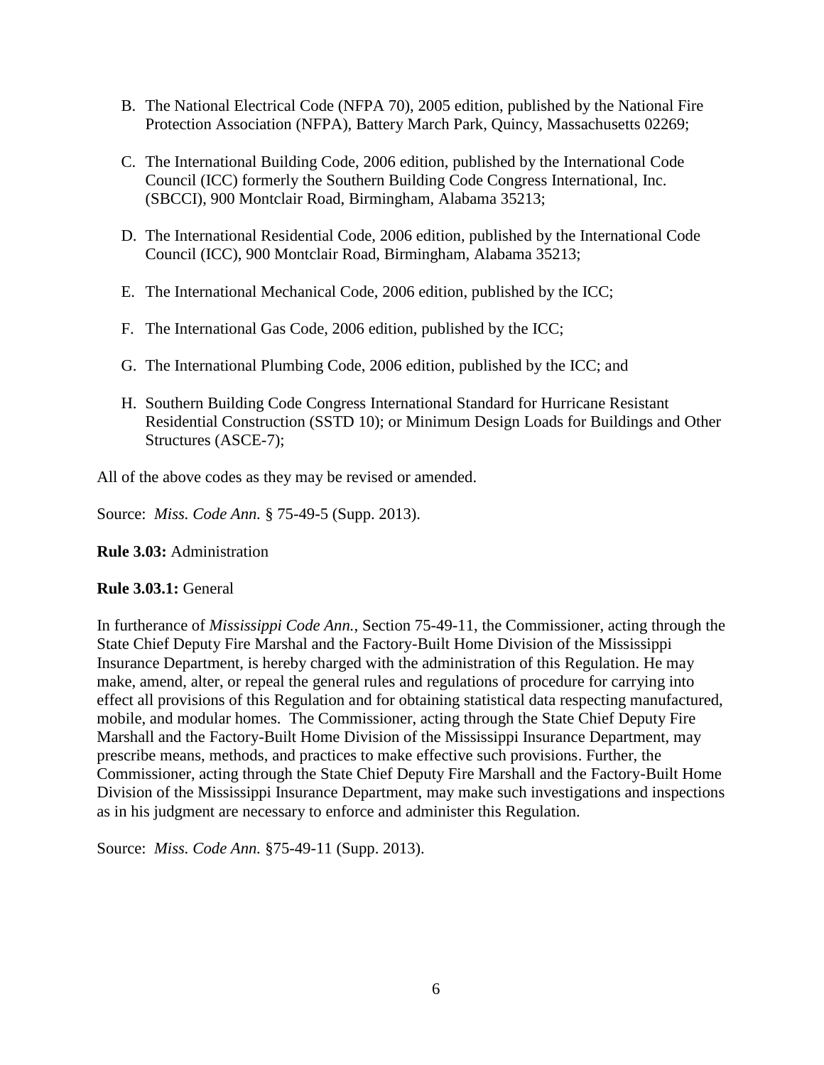B. The National Electrical Code (NFPA 70), 2005 edition, published by the National Fire Protection Association (NFPA), Battery March Park, Quincy, Massachusetts 02269;

C. The International Building Code, 2006 edition, published by the International Code Council (ICC) formerly the Southern Building Code Congress International, Inc. (SBCCI), 900 Montclair Road, Birmingham, Alabama 35213;

D. The International Residential Code, 2006 edition, published by the International Code Council (ICC), 900 Montclair Road, Birmingham, Alabama 35213;

E. The International Mechanical Code, 2006 edition, published by the ICC;

F. The International Gas Code, 2006 edition, published by the ICC;

G. The International Plumbing Code, 2006 edition, published by the ICC; and

H. Southern Building Code Congress International Standard for Hurricane Resistant Residential Construction (SSTD 10); or Minimum Design Loads for Buildings and Other Structures (ASCE-7);

All of the above codes as they may be revised or amended.

Source: *Miss. Code Ann.* § 75-49-5 (Supp. 2013).

**Rule 3.03:** Administration

**Rule 3.03.1:** General

In furtherance of *Mississippi Code Ann.*, Section 75-49-11, the Commissioner, acting through the State Chief Deputy Fire Marshal and the Factory-Built Home Division of the Mississippi Insurance Department, is hereby charged with the administration of this Regulation. He may make, amend, alter, or repeal the general rules and regulations of procedure for carrying into effect all provisions of this Regulation and for obtaining statistical data respecting manufactured, mobile, and modular homes. The Commissioner, acting through the State Chief Deputy Fire Marshall and the Factory-Built Home Division of the Mississippi Insurance Department, may prescribe means, methods, and practices to make effective such provisions. Further, the Commissioner, acting through the State Chief Deputy Fire Marshall and the Factory-Built Home Division of the Mississippi Insurance Department, may make such investigations and inspections as in his judgment are necessary to enforce and administer this Regulation.

Source: *Miss. Code Ann.* §75-49-11 (Supp. 2013).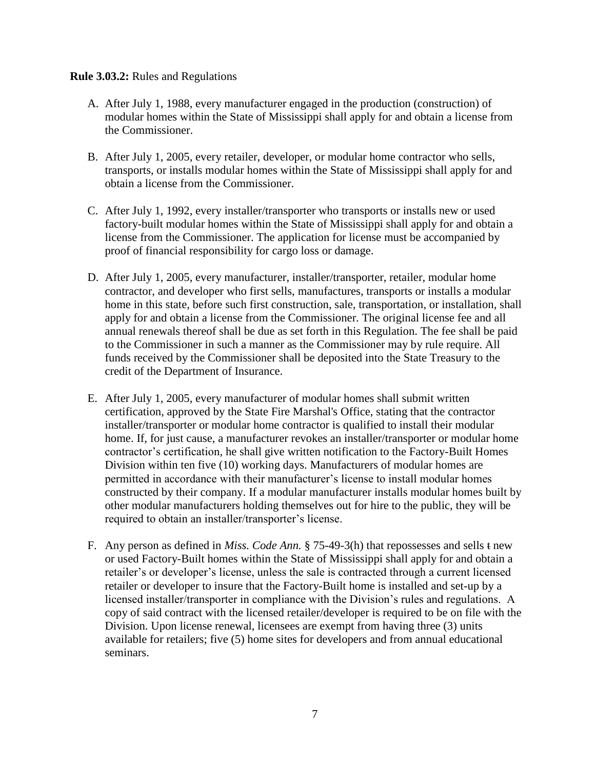**Rule 3.03.2:** Rules and Regulations

A. After July 1, 1988, every manufacturer engaged in the production (construction) of modular homes within the State of Mississippi shall apply for and obtain a license from the Commissioner.

B. After July 1, 2005, every retailer, developer, or modular home contractor who sells, transports, or installs modular homes within the State of Mississippi shall apply for and obtain a license from the Commissioner.

C. After July 1, 1992, every installer/transporter who transports or installs new or used factory-built modular homes within the State of Mississippi shall apply for and obtain a license from the Commissioner. The application for license must be accompanied by proof of financial responsibility for cargo loss or damage.

D. After July 1, 2005, every manufacturer, installer/transporter, retailer, modular home contractor, and developer who first sells, manufactures, transports or installs a modular home in this state, before such first construction, sale, transportation, or installation, shall apply for and obtain a license from the Commissioner. The original license fee and all annual renewals thereof shall be due as set forth in this Regulation. The fee shall be paid to the Commissioner in such a manner as the Commissioner may by rule require. All funds received by the Commissioner shall be deposited into the State Treasury to the credit of the Department of Insurance.

E. After July 1, 2005, every manufacturer of modular homes shall submit written certification, approved by the State Fire Marshal's Office, stating that the contractor installer/transporter or modular home contractor is qualified to install their modular home. If, for just cause, a manufacturer revokes an installer/transporter or modular home contractor's certification, he shall give written notification to the Factory-Built Homes Division within ten five (10) working days. Manufacturers of modular homes are permitted in accordance with their manufacturer's license to install modular homes constructed by their company. If a modular manufacturer installs modular homes built by other modular manufacturers holding themselves out for hire to the public, they will be required to obtain an installer/transporter's license.

F. Any person as defined in *Miss. Code Ann.* § 75-49-3(h) that repossesses and sells t new or used Factory-Built homes within the State of Mississippi shall apply for and obtain a retailer's or developer's license, unless the sale is contracted through a current licensed retailer or developer to insure that the Factory-Built home is installed and set-up by a licensed installer/transporter in compliance with the Division's rules and regulations. A copy of said contract with the licensed retailer/developer is required to be on file with the Division. Upon license renewal, licensees are exempt from having three (3) units available for retailers; five (5) home sites for developers and from annual educational seminars.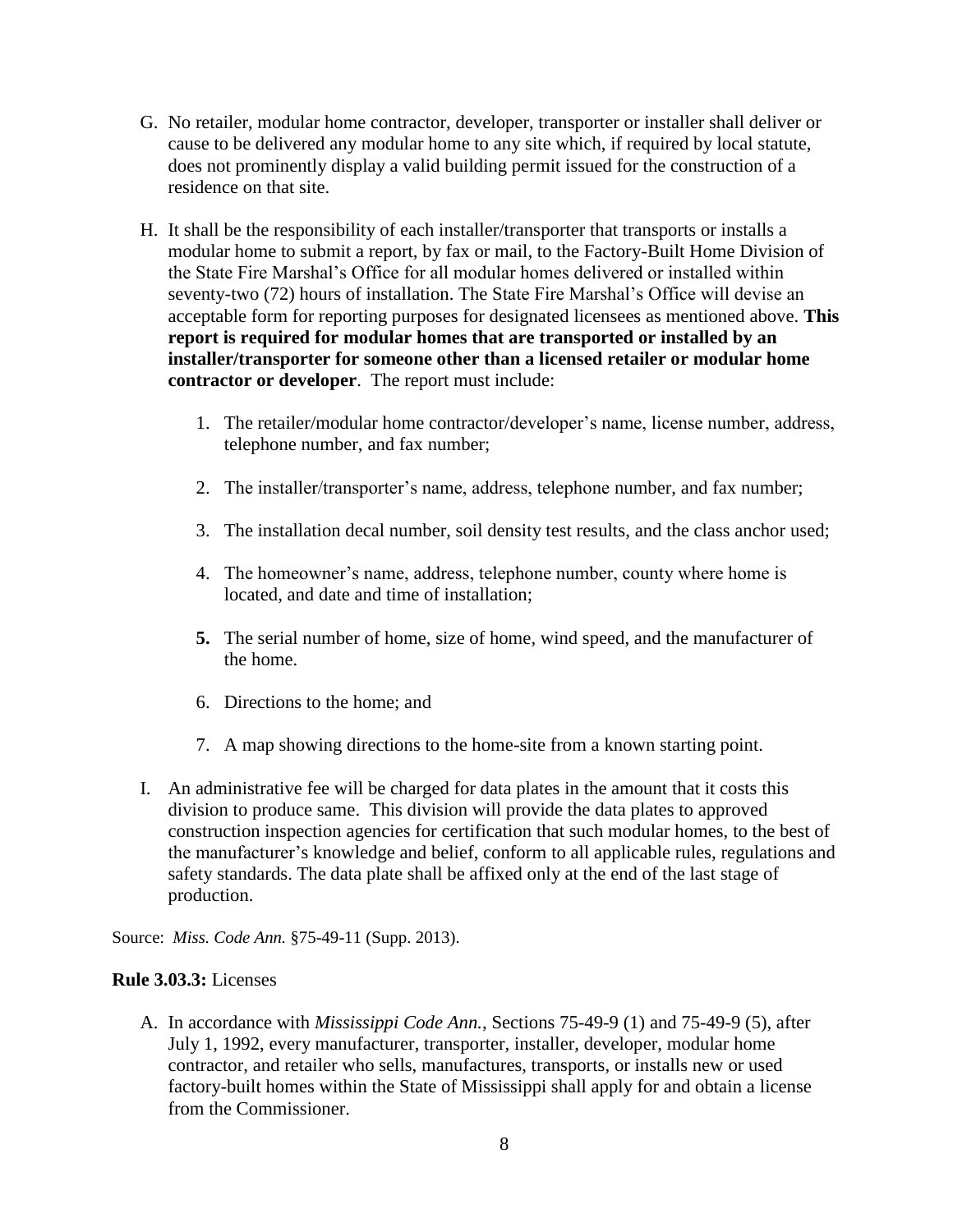G. No retailer, modular home contractor, developer, transporter or installer shall deliver or cause to be delivered any modular home to any site which, if required by local statute, does not prominently display a valid building permit issued for the construction of a residence on that site.

H. It shall be the responsibility of each installer/transporter that transports or installs a modular home to submit a report, by fax or mail, to the Factory-Built Home Division of the State Fire Marshal's Office for all modular homes delivered or installed within seventy-two (72) hours of installation. The State Fire Marshal's Office will devise an acceptable form for reporting purposes for designated licensees as mentioned above. **This report is required for modular homes that are transported or installed by an installer/transporter for someone other than a licensed retailer or modular home contractor or developer**. The report must include:

   1. The retailer/modular home contractor/developer's name, license number, address, telephone number, and fax number;

   2. The installer/transporter's name, address, telephone number, and fax number;

   3. The installation decal number, soil density test results, and the class anchor used;

   4. The homeowner's name, address, telephone number, county where home is located, and date and time of installation;

   5. The serial number of home, size of home, wind speed, and the manufacturer of the home.

   6. Directions to the home; and

   7. A map showing directions to the home-site from a known starting point.

I. An administrative fee will be charged for data plates in the amount that it costs this division to produce same. This division will provide the data plates to approved construction inspection agencies for certification that such modular homes, to the best of the manufacturer's knowledge and belief, conform to all applicable rules, regulations and safety standards. The data plate shall be affixed only at the end of the last stage of production.

Source: *Miss. Code Ann.* §75-49-11 (Supp. 2013).

**Rule 3.03.3:** Licenses

A. In accordance with *Mississippi Code Ann.*, Sections 75-49-9 (1) and 75-49-9 (5), after July 1, 1992, every manufacturer, transporter, installer, developer, modular home contractor, and retailer who sells, manufactures, transports, or installs new or used factory-built homes within the State of Mississippi shall apply for and obtain a license from the Commissioner.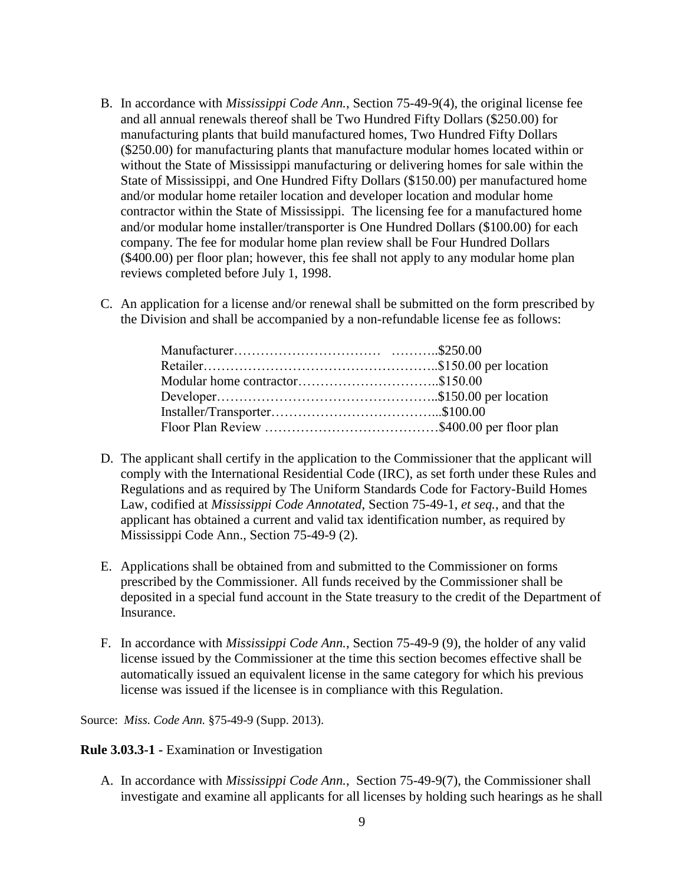B. In accordance with *Mississippi Code Ann.,* Section 75-49-9(4), the original license fee and all annual renewals thereof shall be Two Hundred Fifty Dollars ($250.00) for manufacturing plants that build manufactured homes, Two Hundred Fifty Dollars ($250.00) for manufacturing plants that manufacture modular homes located within or without the State of Mississippi manufacturing or delivering homes for sale within the State of Mississippi, and One Hundred Fifty Dollars ($150.00) per manufactured home and/or modular home retailer location and developer location and modular home contractor within the State of Mississippi. The licensing fee for a manufactured home and/or modular home installer/transporter is One Hundred Dollars ($100.00) for each company. The fee for modular home plan review shall be Four Hundred Dollars ($400.00) per floor plan; however, this fee shall not apply to any modular home plan reviews completed before July 1, 1998.

C. An application for a license and/or renewal shall be submitted on the form prescribed by the Division and shall be accompanied by a non-refundable license fee as follows:

| | |
|---|---|
| Manufacturer | $250.00 |
| Retailer | $150.00 per location |
| Modular home contractor | $150.00 |
| Developer | $150.00 per location |
| Installer/Transporter | $100.00 |
| Floor Plan Review | $400.00 per floor plan |

D. The applicant shall certify in the application to the Commissioner that the applicant will comply with the International Residential Code (IRC), as set forth under these Rules and Regulations and as required by The Uniform Standards Code for Factory-Build Homes Law, codified at *Mississippi Code Annotated*, Section 75-49-1, *et seq.*, and that the applicant has obtained a current and valid tax identification number, as required by Mississippi Code Ann., Section 75-49-9 (2).

E. Applications shall be obtained from and submitted to the Commissioner on forms prescribed by the Commissioner. All funds received by the Commissioner shall be deposited in a special fund account in the State treasury to the credit of the Department of Insurance.

F. In accordance with *Mississippi Code Ann.*, Section 75-49-9 (9), the holder of any valid license issued by the Commissioner at the time this section becomes effective shall be automatically issued an equivalent license in the same category for which his previous license was issued if the licensee is in compliance with this Regulation.

Source: *Miss. Code Ann.* §75-49-9 (Supp. 2013).

**Rule 3.03.3-1 -** Examination or Investigation

A. In accordance with *Mississippi Code Ann.*, Section 75-49-9(7), the Commissioner shall investigate and examine all applicants for all licenses by holding such hearings as he shall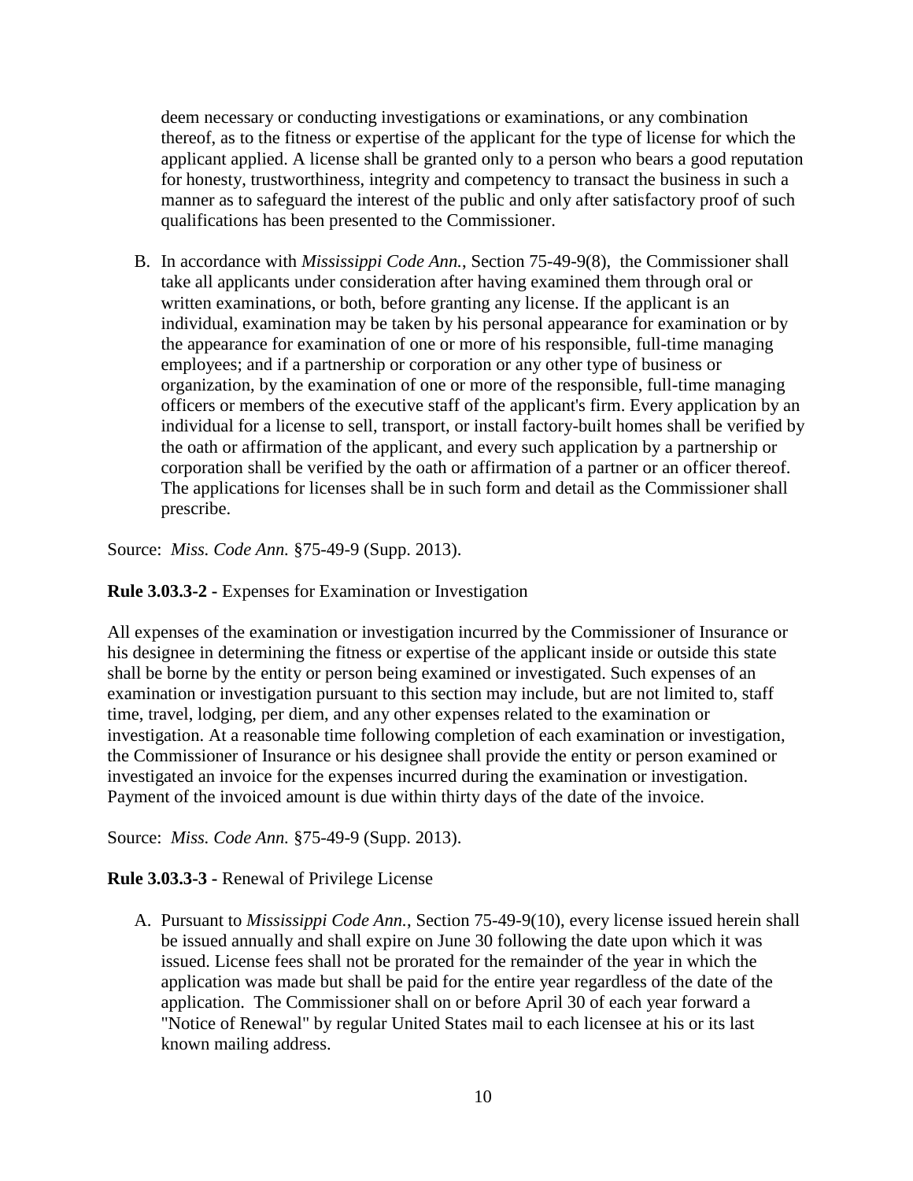deem necessary or conducting investigations or examinations, or any combination thereof, as to the fitness or expertise of the applicant for the type of license for which the applicant applied. A license shall be granted only to a person who bears a good reputation for honesty, trustworthiness, integrity and competency to transact the business in such a manner as to safeguard the interest of the public and only after satisfactory proof of such qualifications has been presented to the Commissioner.

B. In accordance with *Mississippi Code Ann.*, Section 75-49-9(8), the Commissioner shall take all applicants under consideration after having examined them through oral or written examinations, or both, before granting any license. If the applicant is an individual, examination may be taken by his personal appearance for examination or by the appearance for examination of one or more of his responsible, full-time managing employees; and if a partnership or corporation or any other type of business or organization, by the examination of one or more of the responsible, full-time managing officers or members of the executive staff of the applicant's firm. Every application by an individual for a license to sell, transport, or install factory-built homes shall be verified by the oath or affirmation of the applicant, and every such application by a partnership or corporation shall be verified by the oath or affirmation of a partner or an officer thereof. The applications for licenses shall be in such form and detail as the Commissioner shall prescribe.

Source: *Miss. Code Ann.* §75-49-9 (Supp. 2013).

**Rule 3.03.3-2 -** Expenses for Examination or Investigation

All expenses of the examination or investigation incurred by the Commissioner of Insurance or his designee in determining the fitness or expertise of the applicant inside or outside this state shall be borne by the entity or person being examined or investigated. Such expenses of an examination or investigation pursuant to this section may include, but are not limited to, staff time, travel, lodging, per diem, and any other expenses related to the examination or investigation. At a reasonable time following completion of each examination or investigation, the Commissioner of Insurance or his designee shall provide the entity or person examined or investigated an invoice for the expenses incurred during the examination or investigation. Payment of the invoiced amount is due within thirty days of the date of the invoice.

Source: *Miss. Code Ann.* §75-49-9 (Supp. 2013).

**Rule 3.03.3-3 -** Renewal of Privilege License

A. Pursuant to *Mississippi Code Ann.*, Section 75-49-9(10), every license issued herein shall be issued annually and shall expire on June 30 following the date upon which it was issued. License fees shall not be prorated for the remainder of the year in which the application was made but shall be paid for the entire year regardless of the date of the application. The Commissioner shall on or before April 30 of each year forward a "Notice of Renewal" by regular United States mail to each licensee at his or its last known mailing address.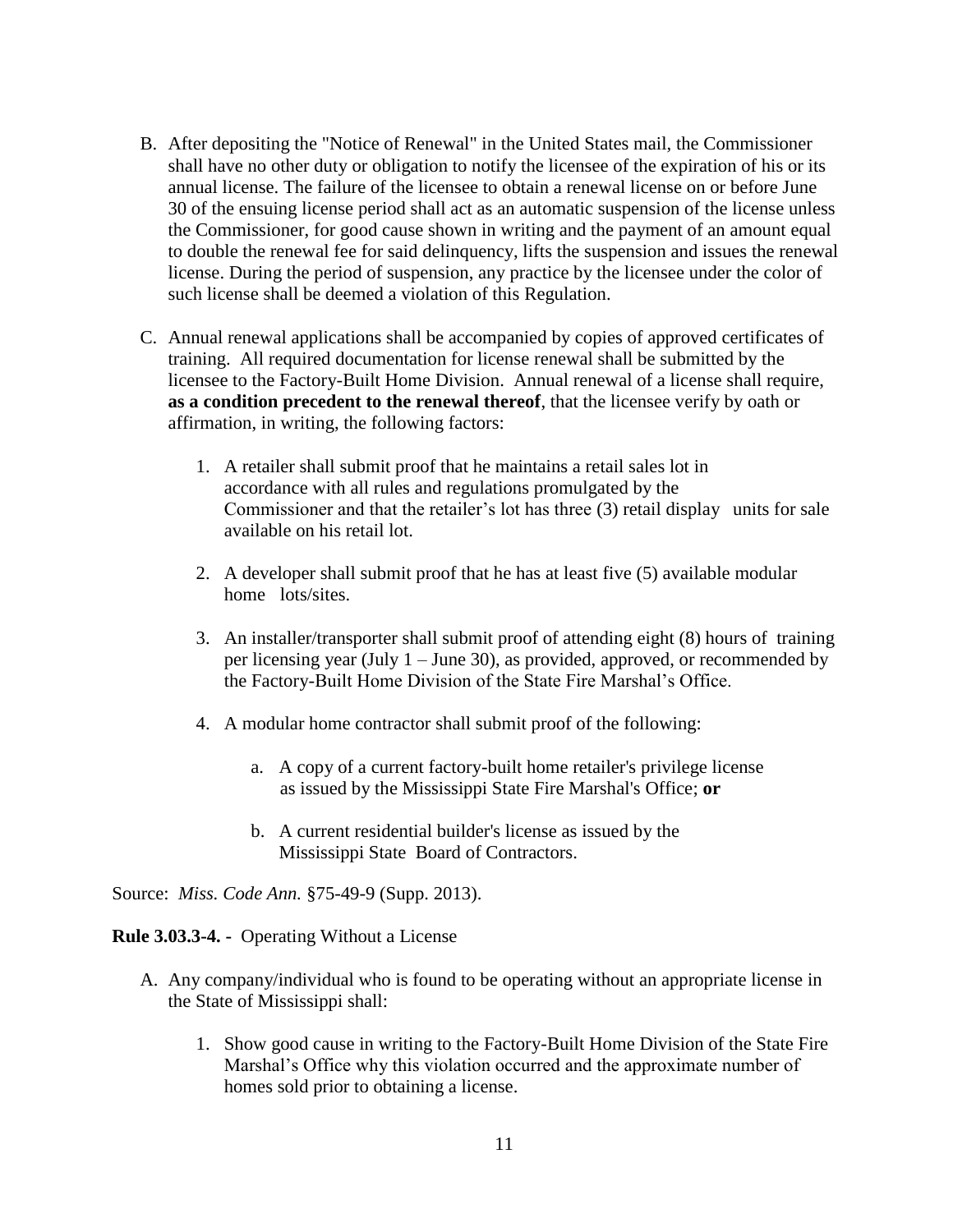B. After depositing the "Notice of Renewal" in the United States mail, the Commissioner shall have no other duty or obligation to notify the licensee of the expiration of his or its annual license. The failure of the licensee to obtain a renewal license on or before June 30 of the ensuing license period shall act as an automatic suspension of the license unless the Commissioner, for good cause shown in writing and the payment of an amount equal to double the renewal fee for said delinquency, lifts the suspension and issues the renewal license. During the period of suspension, any practice by the licensee under the color of such license shall be deemed a violation of this Regulation.

C. Annual renewal applications shall be accompanied by copies of approved certificates of training. All required documentation for license renewal shall be submitted by the licensee to the Factory-Built Home Division. Annual renewal of a license shall require, **as a condition precedent to the renewal thereof**, that the licensee verify by oath or affirmation, in writing, the following factors:

   1. A retailer shall submit proof that he maintains a retail sales lot in accordance with all rules and regulations promulgated by the Commissioner and that the retailer's lot has three (3) retail display units for sale available on his retail lot.

   2. A developer shall submit proof that he has at least five (5) available modular home lots/sites.

   3. An installer/transporter shall submit proof of attending eight (8) hours of training per licensing year (July 1 – June 30), as provided, approved, or recommended by the Factory-Built Home Division of the State Fire Marshal's Office.

   4. A modular home contractor shall submit proof of the following:

      a. A copy of a current factory-built home retailer's privilege license as issued by the Mississippi State Fire Marshal's Office; **or**

      b. A current residential builder's license as issued by the Mississippi State Board of Contractors.

Source: *Miss. Code Ann.* §75-49-9 (Supp. 2013).

**Rule 3.03.3-4. -** Operating Without a License

A. Any company/individual who is found to be operating without an appropriate license in the State of Mississippi shall:

   1. Show good cause in writing to the Factory-Built Home Division of the State Fire Marshal's Office why this violation occurred and the approximate number of homes sold prior to obtaining a license.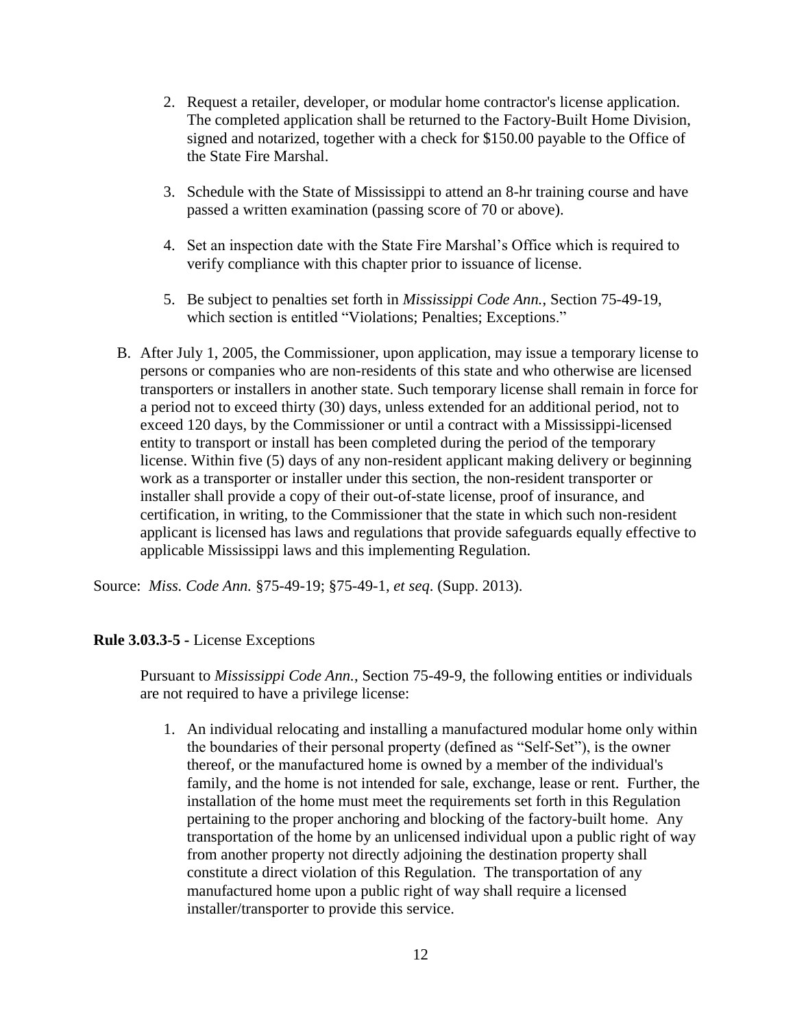2. Request a retailer, developer, or modular home contractor's license application. The completed application shall be returned to the Factory-Built Home Division, signed and notarized, together with a check for $150.00 payable to the Office of the State Fire Marshal.

3. Schedule with the State of Mississippi to attend an 8-hr training course and have passed a written examination (passing score of 70 or above).

4. Set an inspection date with the State Fire Marshal's Office which is required to verify compliance with this chapter prior to issuance of license.

5. Be subject to penalties set forth in *Mississippi Code Ann.*, Section 75-49-19, which section is entitled "Violations; Penalties; Exceptions."

B. After July 1, 2005, the Commissioner, upon application, may issue a temporary license to persons or companies who are non-residents of this state and who otherwise are licensed transporters or installers in another state. Such temporary license shall remain in force for a period not to exceed thirty (30) days, unless extended for an additional period, not to exceed 120 days, by the Commissioner or until a contract with a Mississippi-licensed entity to transport or install has been completed during the period of the temporary license. Within five (5) days of any non-resident applicant making delivery or beginning work as a transporter or installer under this section, the non-resident transporter or installer shall provide a copy of their out-of-state license, proof of insurance, and certification, in writing, to the Commissioner that the state in which such non-resident applicant is licensed has laws and regulations that provide safeguards equally effective to applicable Mississippi laws and this implementing Regulation.

Source: *Miss. Code Ann.* §75-49-19; §75-49-1, *et seq*. (Supp. 2013).

**Rule 3.03.3-5 -** License Exceptions

Pursuant to *Mississippi Code Ann.*, Section 75-49-9, the following entities or individuals are not required to have a privilege license:

1. An individual relocating and installing a manufactured modular home only within the boundaries of their personal property (defined as "Self-Set"), is the owner thereof, or the manufactured home is owned by a member of the individual's family, and the home is not intended for sale, exchange, lease or rent. Further, the installation of the home must meet the requirements set forth in this Regulation pertaining to the proper anchoring and blocking of the factory-built home. Any transportation of the home by an unlicensed individual upon a public right of way from another property not directly adjoining the destination property shall constitute a direct violation of this Regulation. The transportation of any manufactured home upon a public right of way shall require a licensed installer/transporter to provide this service.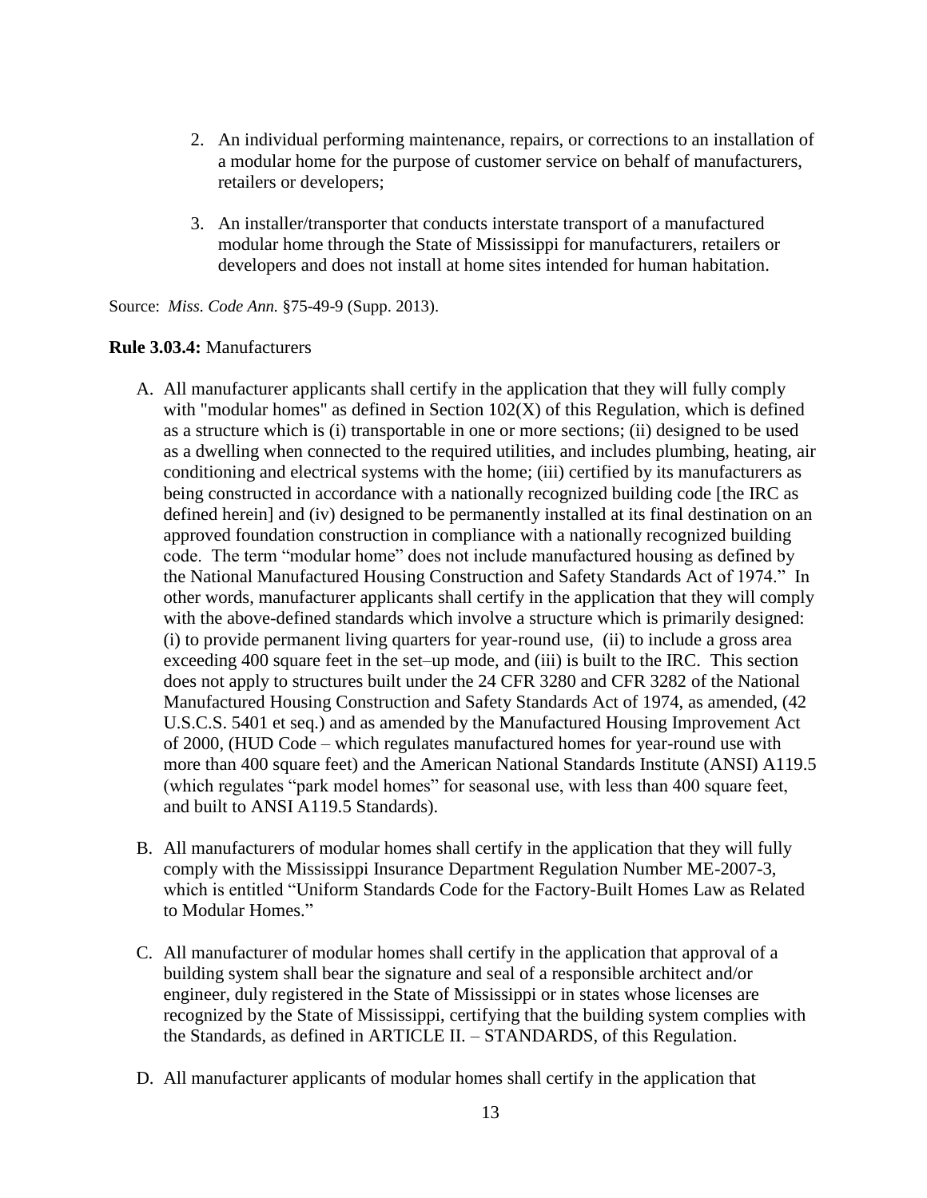2. An individual performing maintenance, repairs, or corrections to an installation of a modular home for the purpose of customer service on behalf of manufacturers, retailers or developers;

3. An installer/transporter that conducts interstate transport of a manufactured modular home through the State of Mississippi for manufacturers, retailers or developers and does not install at home sites intended for human habitation.

Source: *Miss. Code Ann.* §75-49-9 (Supp. 2013).

**Rule 3.03.4:** Manufacturers

A. All manufacturer applicants shall certify in the application that they will fully comply with "modular homes" as defined in Section 102(X) of this Regulation, which is defined as a structure which is (i) transportable in one or more sections; (ii) designed to be used as a dwelling when connected to the required utilities, and includes plumbing, heating, air conditioning and electrical systems with the home; (iii) certified by its manufacturers as being constructed in accordance with a nationally recognized building code [the IRC as defined herein] and (iv) designed to be permanently installed at its final destination on an approved foundation construction in compliance with a nationally recognized building code. The term "modular home" does not include manufactured housing as defined by the National Manufactured Housing Construction and Safety Standards Act of 1974." In other words, manufacturer applicants shall certify in the application that they will comply with the above-defined standards which involve a structure which is primarily designed: (i) to provide permanent living quarters for year-round use, (ii) to include a gross area exceeding 400 square feet in the set–up mode, and (iii) is built to the IRC. This section does not apply to structures built under the 24 CFR 3280 and CFR 3282 of the National Manufactured Housing Construction and Safety Standards Act of 1974, as amended, (42 U.S.C.S. 5401 et seq.) and as amended by the Manufactured Housing Improvement Act of 2000, (HUD Code – which regulates manufactured homes for year-round use with more than 400 square feet) and the American National Standards Institute (ANSI) A119.5 (which regulates "park model homes" for seasonal use, with less than 400 square feet, and built to ANSI A119.5 Standards).

B. All manufacturers of modular homes shall certify in the application that they will fully comply with the Mississippi Insurance Department Regulation Number ME-2007-3, which is entitled "Uniform Standards Code for the Factory-Built Homes Law as Related to Modular Homes."

C. All manufacturer of modular homes shall certify in the application that approval of a building system shall bear the signature and seal of a responsible architect and/or engineer, duly registered in the State of Mississippi or in states whose licenses are recognized by the State of Mississippi, certifying that the building system complies with the Standards, as defined in ARTICLE II. – STANDARDS, of this Regulation.

D. All manufacturer applicants of modular homes shall certify in the application that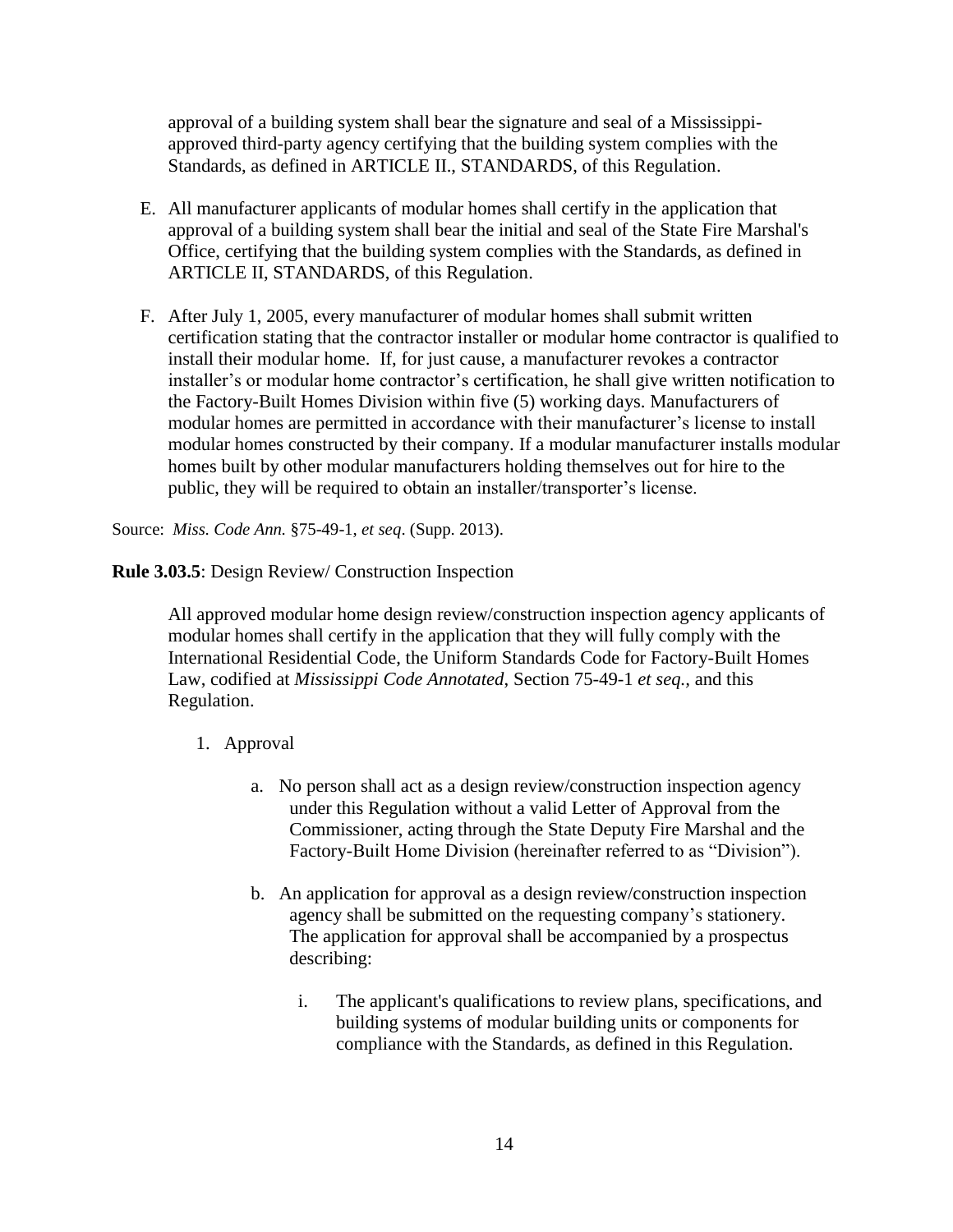approval of a building system shall bear the signature and seal of a Mississippi-approved third-party agency certifying that the building system complies with the Standards, as defined in ARTICLE II., STANDARDS, of this Regulation.

E. All manufacturer applicants of modular homes shall certify in the application that approval of a building system shall bear the initial and seal of the State Fire Marshal's Office, certifying that the building system complies with the Standards, as defined in ARTICLE II, STANDARDS, of this Regulation.

F. After July 1, 2005, every manufacturer of modular homes shall submit written certification stating that the contractor installer or modular home contractor is qualified to install their modular home. If, for just cause, a manufacturer revokes a contractor installer's or modular home contractor's certification, he shall give written notification to the Factory-Built Homes Division within five (5) working days. Manufacturers of modular homes are permitted in accordance with their manufacturer's license to install modular homes constructed by their company. If a modular manufacturer installs modular homes built by other modular manufacturers holding themselves out for hire to the public, they will be required to obtain an installer/transporter's license.

Source: *Miss. Code Ann.* §75-49-1, *et seq*. (Supp. 2013).

**Rule 3.03.5**: Design Review/ Construction Inspection

All approved modular home design review/construction inspection agency applicants of modular homes shall certify in the application that they will fully comply with the International Residential Code, the Uniform Standards Code for Factory-Built Homes Law, codified at *Mississippi Code Annotated*, Section 75-49-1 *et seq.*, and this Regulation.

1. Approval

   a. No person shall act as a design review/construction inspection agency under this Regulation without a valid Letter of Approval from the Commissioner, acting through the State Deputy Fire Marshal and the Factory-Built Home Division (hereinafter referred to as "Division").

   b. An application for approval as a design review/construction inspection agency shall be submitted on the requesting company's stationery. The application for approval shall be accompanied by a prospectus describing:

      i. The applicant's qualifications to review plans, specifications, and building systems of modular building units or components for compliance with the Standards, as defined in this Regulation.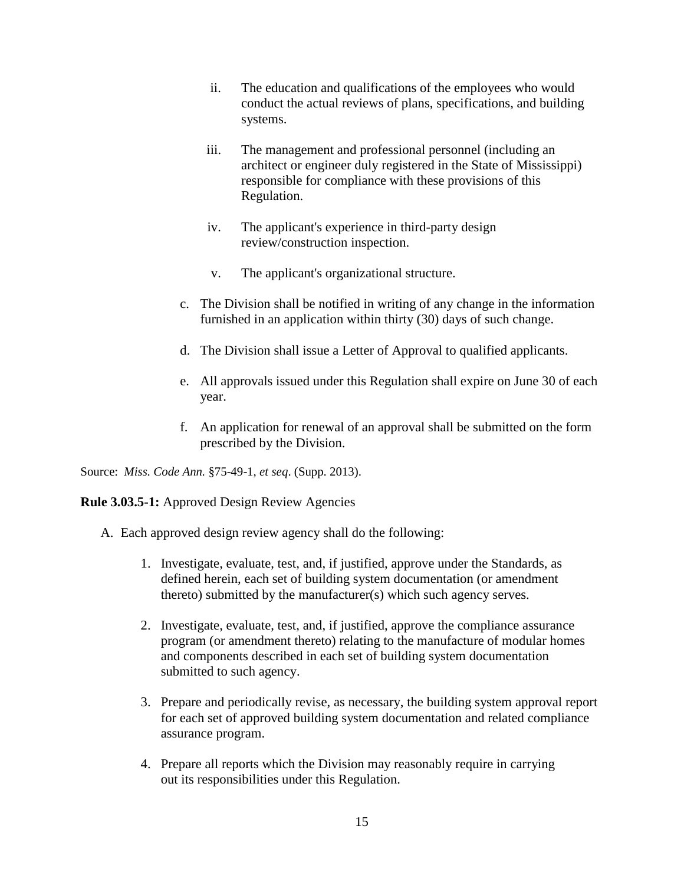ii. The education and qualifications of the employees who would conduct the actual reviews of plans, specifications, and building systems.

iii. The management and professional personnel (including an architect or engineer duly registered in the State of Mississippi) responsible for compliance with these provisions of this Regulation.

iv. The applicant's experience in third-party design review/construction inspection.

v. The applicant's organizational structure.

c. The Division shall be notified in writing of any change in the information furnished in an application within thirty (30) days of such change.

d. The Division shall issue a Letter of Approval to qualified applicants.

e. All approvals issued under this Regulation shall expire on June 30 of each year.

f. An application for renewal of an approval shall be submitted on the form prescribed by the Division.

Source: *Miss. Code Ann.* §75-49-1, *et seq*. (Supp. 2013).

**Rule 3.03.5-1:** Approved Design Review Agencies

A. Each approved design review agency shall do the following:

1. Investigate, evaluate, test, and, if justified, approve under the Standards, as defined herein, each set of building system documentation (or amendment thereto) submitted by the manufacturer(s) which such agency serves.

2. Investigate, evaluate, test, and, if justified, approve the compliance assurance program (or amendment thereto) relating to the manufacture of modular homes and components described in each set of building system documentation submitted to such agency.

3. Prepare and periodically revise, as necessary, the building system approval report for each set of approved building system documentation and related compliance assurance program.

4. Prepare all reports which the Division may reasonably require in carrying out its responsibilities under this Regulation.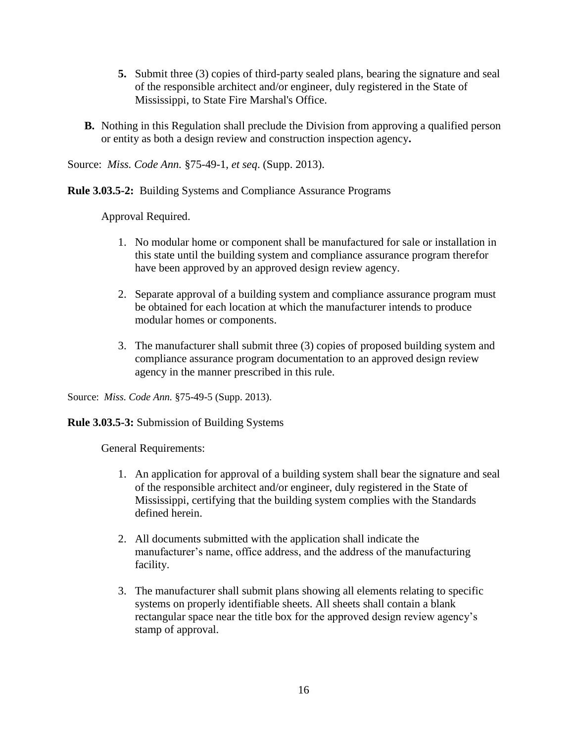**5.** Submit three (3) copies of third-party sealed plans, bearing the signature and seal of the responsible architect and/or engineer, duly registered in the State of Mississippi, to State Fire Marshal's Office.

**B.** Nothing in this Regulation shall preclude the Division from approving a qualified person or entity as both a design review and construction inspection agency**.**

Source: *Miss. Code Ann.* §75-49-1, *et seq*. (Supp. 2013).

**Rule 3.03.5-2:** Building Systems and Compliance Assurance Programs

Approval Required.

1. No modular home or component shall be manufactured for sale or installation in this state until the building system and compliance assurance program therefor have been approved by an approved design review agency.

2. Separate approval of a building system and compliance assurance program must be obtained for each location at which the manufacturer intends to produce modular homes or components.

3. The manufacturer shall submit three (3) copies of proposed building system and compliance assurance program documentation to an approved design review agency in the manner prescribed in this rule.

Source: *Miss. Code Ann.* §75-49-5 (Supp. 2013).

**Rule 3.03.5-3:** Submission of Building Systems

General Requirements:

1. An application for approval of a building system shall bear the signature and seal of the responsible architect and/or engineer, duly registered in the State of Mississippi, certifying that the building system complies with the Standards defined herein.

2. All documents submitted with the application shall indicate the manufacturer's name, office address, and the address of the manufacturing facility.

3. The manufacturer shall submit plans showing all elements relating to specific systems on properly identifiable sheets. All sheets shall contain a blank rectangular space near the title box for the approved design review agency's stamp of approval.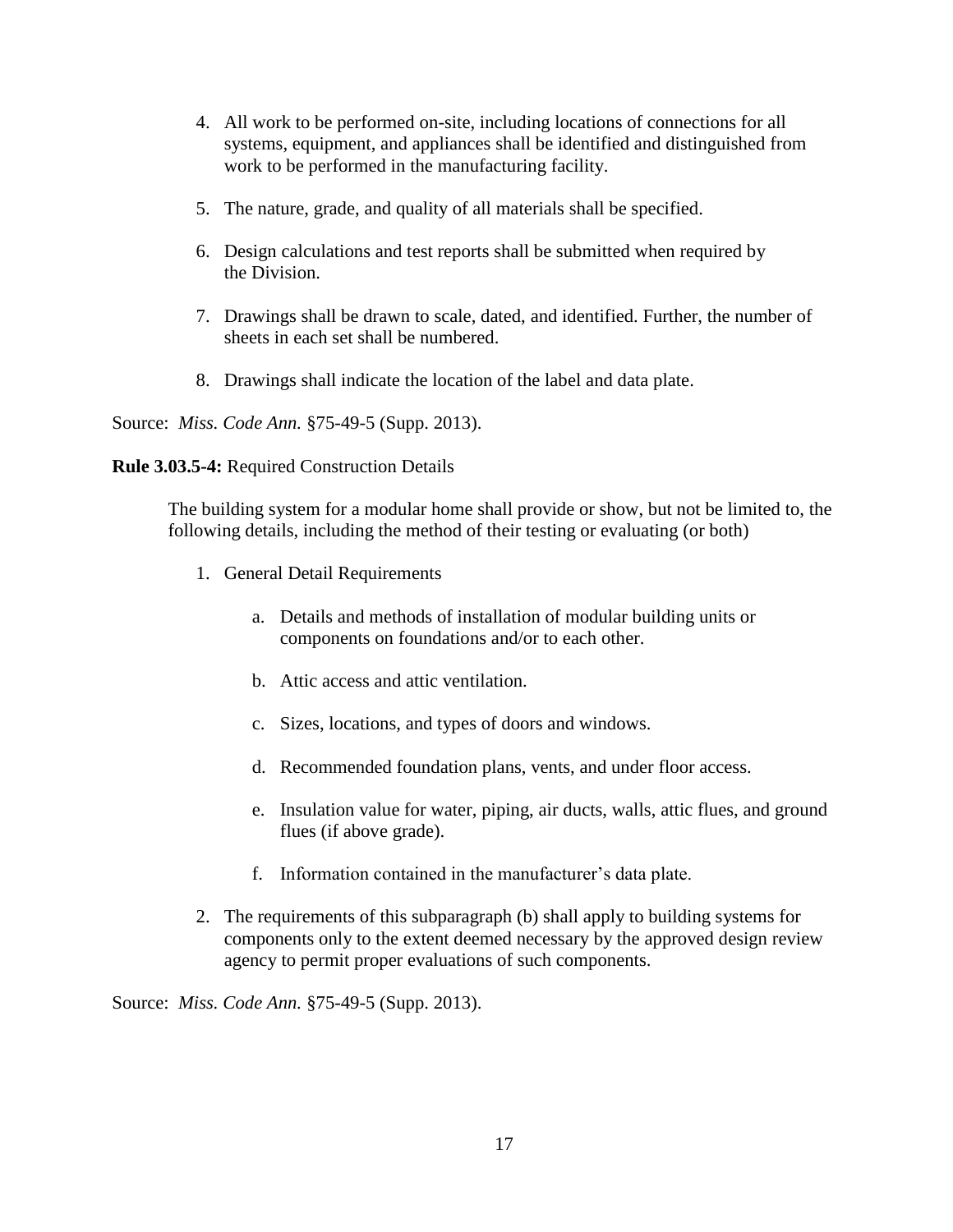4. All work to be performed on-site, including locations of connections for all systems, equipment, and appliances shall be identified and distinguished from work to be performed in the manufacturing facility.

5. The nature, grade, and quality of all materials shall be specified.

6. Design calculations and test reports shall be submitted when required by the Division.

7. Drawings shall be drawn to scale, dated, and identified. Further, the number of sheets in each set shall be numbered.

8. Drawings shall indicate the location of the label and data plate.

Source: *Miss. Code Ann.* §75-49-5 (Supp. 2013).

**Rule 3.03.5-4:** Required Construction Details

The building system for a modular home shall provide or show, but not be limited to, the following details, including the method of their testing or evaluating (or both)

1. General Detail Requirements

   a. Details and methods of installation of modular building units or components on foundations and/or to each other.

   b. Attic access and attic ventilation.

   c. Sizes, locations, and types of doors and windows.

   d. Recommended foundation plans, vents, and under floor access.

   e. Insulation value for water, piping, air ducts, walls, attic flues, and ground flues (if above grade).

   f. Information contained in the manufacturer's data plate.

2. The requirements of this subparagraph (b) shall apply to building systems for components only to the extent deemed necessary by the approved design review agency to permit proper evaluations of such components.

Source: *Miss. Code Ann.* §75-49-5 (Supp. 2013).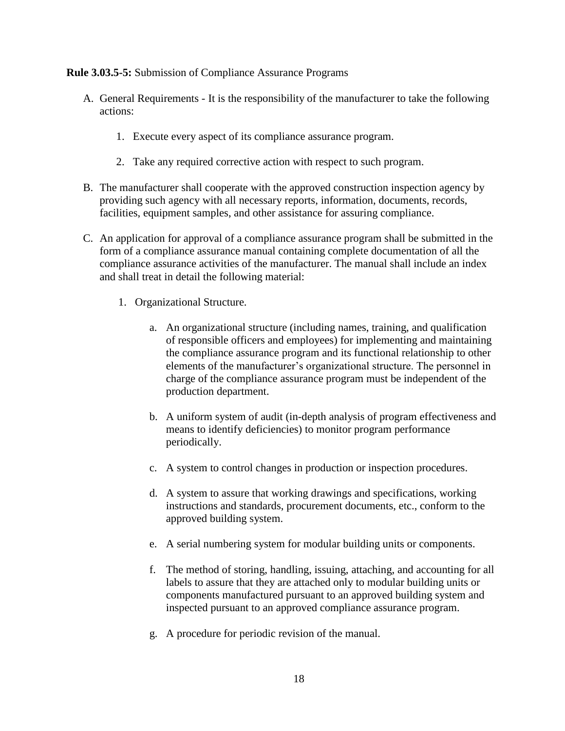**Rule 3.03.5-5:** Submission of Compliance Assurance Programs

A. General Requirements - It is the responsibility of the manufacturer to take the following actions:

    1. Execute every aspect of its compliance assurance program.

    2. Take any required corrective action with respect to such program.

B. The manufacturer shall cooperate with the approved construction inspection agency by providing such agency with all necessary reports, information, documents, records, facilities, equipment samples, and other assistance for assuring compliance.

C. An application for approval of a compliance assurance program shall be submitted in the form of a compliance assurance manual containing complete documentation of all the compliance assurance activities of the manufacturer. The manual shall include an index and shall treat in detail the following material:

    1. Organizational Structure.

        a. An organizational structure (including names, training, and qualification of responsible officers and employees) for implementing and maintaining the compliance assurance program and its functional relationship to other elements of the manufacturer's organizational structure. The personnel in charge of the compliance assurance program must be independent of the production department.

        b. A uniform system of audit (in-depth analysis of program effectiveness and means to identify deficiencies) to monitor program performance periodically.

        c. A system to control changes in production or inspection procedures.

        d. A system to assure that working drawings and specifications, working instructions and standards, procurement documents, etc., conform to the approved building system.

        e. A serial numbering system for modular building units or components.

        f. The method of storing, handling, issuing, attaching, and accounting for all labels to assure that they are attached only to modular building units or components manufactured pursuant to an approved building system and inspected pursuant to an approved compliance assurance program.

        g. A procedure for periodic revision of the manual.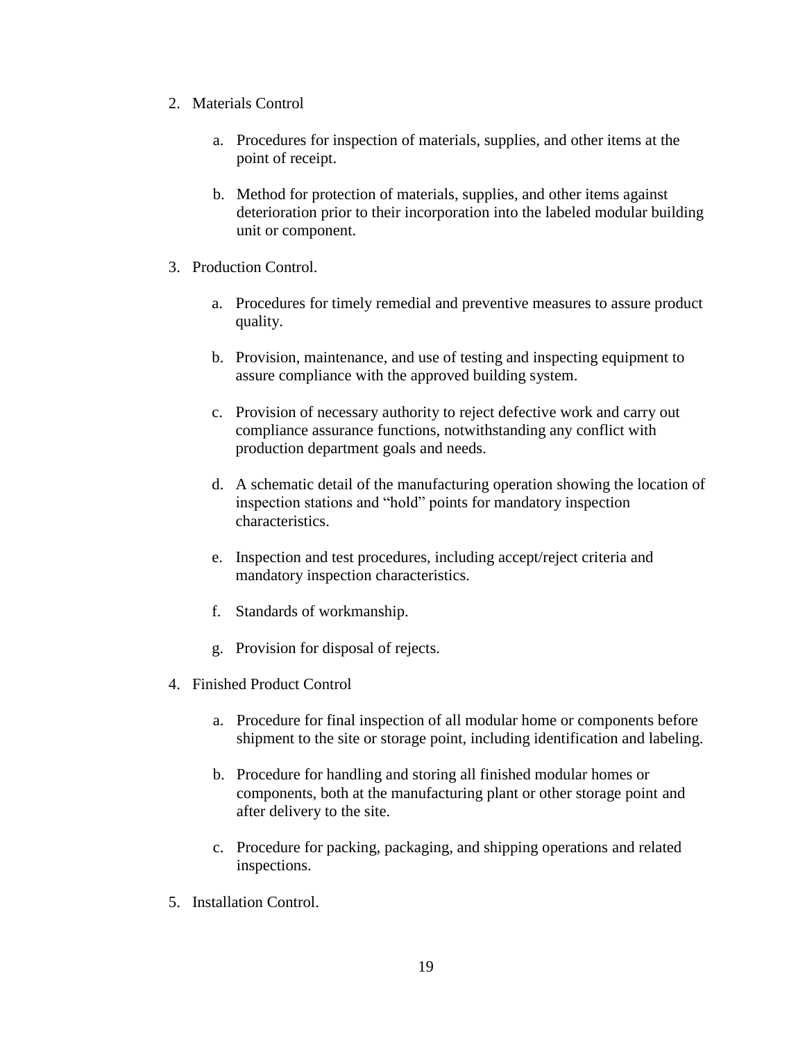2. Materials Control

    a. Procedures for inspection of materials, supplies, and other items at the point of receipt.

    b. Method for protection of materials, supplies, and other items against deterioration prior to their incorporation into the labeled modular building unit or component.

3. Production Control.

    a. Procedures for timely remedial and preventive measures to assure product quality.

    b. Provision, maintenance, and use of testing and inspecting equipment to assure compliance with the approved building system.

    c. Provision of necessary authority to reject defective work and carry out compliance assurance functions, notwithstanding any conflict with production department goals and needs.

    d. A schematic detail of the manufacturing operation showing the location of inspection stations and "hold" points for mandatory inspection characteristics.

    e. Inspection and test procedures, including accept/reject criteria and mandatory inspection characteristics.

    f. Standards of workmanship.

    g. Provision for disposal of rejects.

4. Finished Product Control

    a. Procedure for final inspection of all modular home or components before shipment to the site or storage point, including identification and labeling.

    b. Procedure for handling and storing all finished modular homes or components, both at the manufacturing plant or other storage point and after delivery to the site.

    c. Procedure for packing, packaging, and shipping operations and related inspections.

5. Installation Control.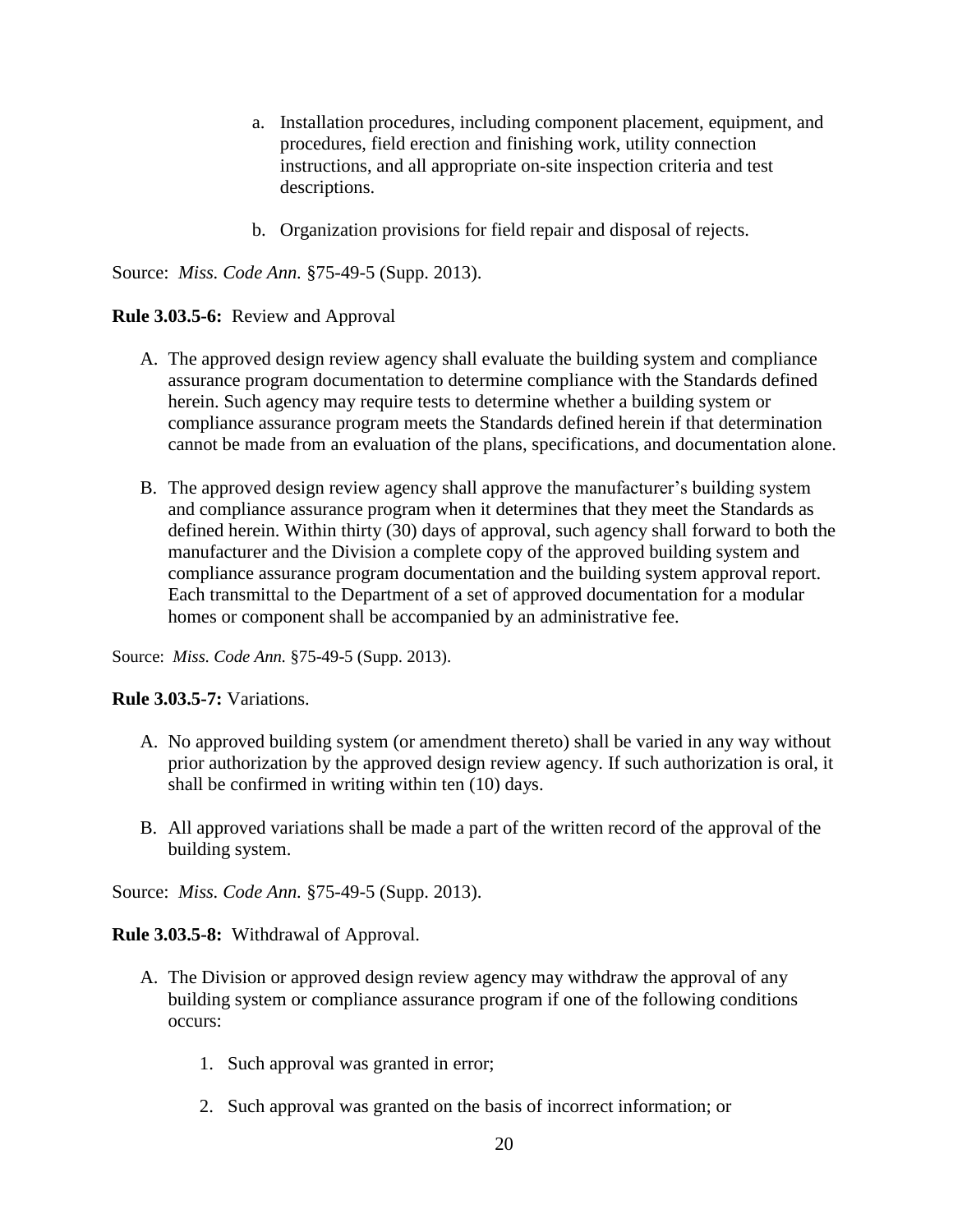a. Installation procedures, including component placement, equipment, and procedures, field erection and finishing work, utility connection instructions, and all appropriate on-site inspection criteria and test descriptions.

b. Organization provisions for field repair and disposal of rejects.

Source: *Miss. Code Ann.* §75-49-5 (Supp. 2013).

**Rule 3.03.5-6:** Review and Approval

A. The approved design review agency shall evaluate the building system and compliance assurance program documentation to determine compliance with the Standards defined herein. Such agency may require tests to determine whether a building system or compliance assurance program meets the Standards defined herein if that determination cannot be made from an evaluation of the plans, specifications, and documentation alone.

B. The approved design review agency shall approve the manufacturer's building system and compliance assurance program when it determines that they meet the Standards as defined herein. Within thirty (30) days of approval, such agency shall forward to both the manufacturer and the Division a complete copy of the approved building system and compliance assurance program documentation and the building system approval report. Each transmittal to the Department of a set of approved documentation for a modular homes or component shall be accompanied by an administrative fee.

Source: *Miss. Code Ann.* §75-49-5 (Supp. 2013).

**Rule 3.03.5-7:** Variations.

A. No approved building system (or amendment thereto) shall be varied in any way without prior authorization by the approved design review agency. If such authorization is oral, it shall be confirmed in writing within ten (10) days.

B. All approved variations shall be made a part of the written record of the approval of the building system.

Source: *Miss. Code Ann.* §75-49-5 (Supp. 2013).

**Rule 3.03.5-8:** Withdrawal of Approval.

A. The Division or approved design review agency may withdraw the approval of any building system or compliance assurance program if one of the following conditions occurs:

1. Such approval was granted in error;

2. Such approval was granted on the basis of incorrect information; or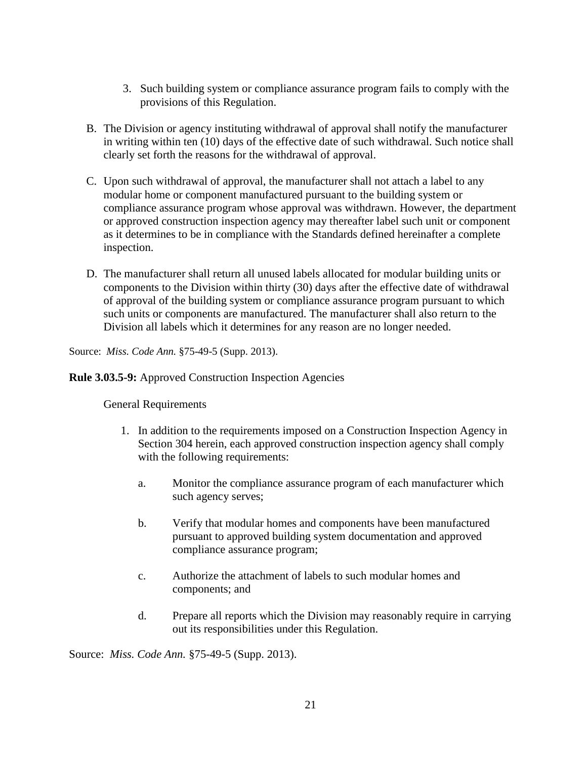3. Such building system or compliance assurance program fails to comply with the provisions of this Regulation.

B. The Division or agency instituting withdrawal of approval shall notify the manufacturer in writing within ten (10) days of the effective date of such withdrawal. Such notice shall clearly set forth the reasons for the withdrawal of approval.

C. Upon such withdrawal of approval, the manufacturer shall not attach a label to any modular home or component manufactured pursuant to the building system or compliance assurance program whose approval was withdrawn. However, the department or approved construction inspection agency may thereafter label such unit or component as it determines to be in compliance with the Standards defined hereinafter a complete inspection.

D. The manufacturer shall return all unused labels allocated for modular building units or components to the Division within thirty (30) days after the effective date of withdrawal of approval of the building system or compliance assurance program pursuant to which such units or components are manufactured. The manufacturer shall also return to the Division all labels which it determines for any reason are no longer needed.

Source: *Miss. Code Ann.* §75-49-5 (Supp. 2013).

**Rule 3.03.5-9:** Approved Construction Inspection Agencies

General Requirements

1. In addition to the requirements imposed on a Construction Inspection Agency in Section 304 herein, each approved construction inspection agency shall comply with the following requirements:

    a. Monitor the compliance assurance program of each manufacturer which such agency serves;

    b. Verify that modular homes and components have been manufactured pursuant to approved building system documentation and approved compliance assurance program;

    c. Authorize the attachment of labels to such modular homes and components; and

    d. Prepare all reports which the Division may reasonably require in carrying out its responsibilities under this Regulation.

Source: *Miss. Code Ann.* §75-49-5 (Supp. 2013).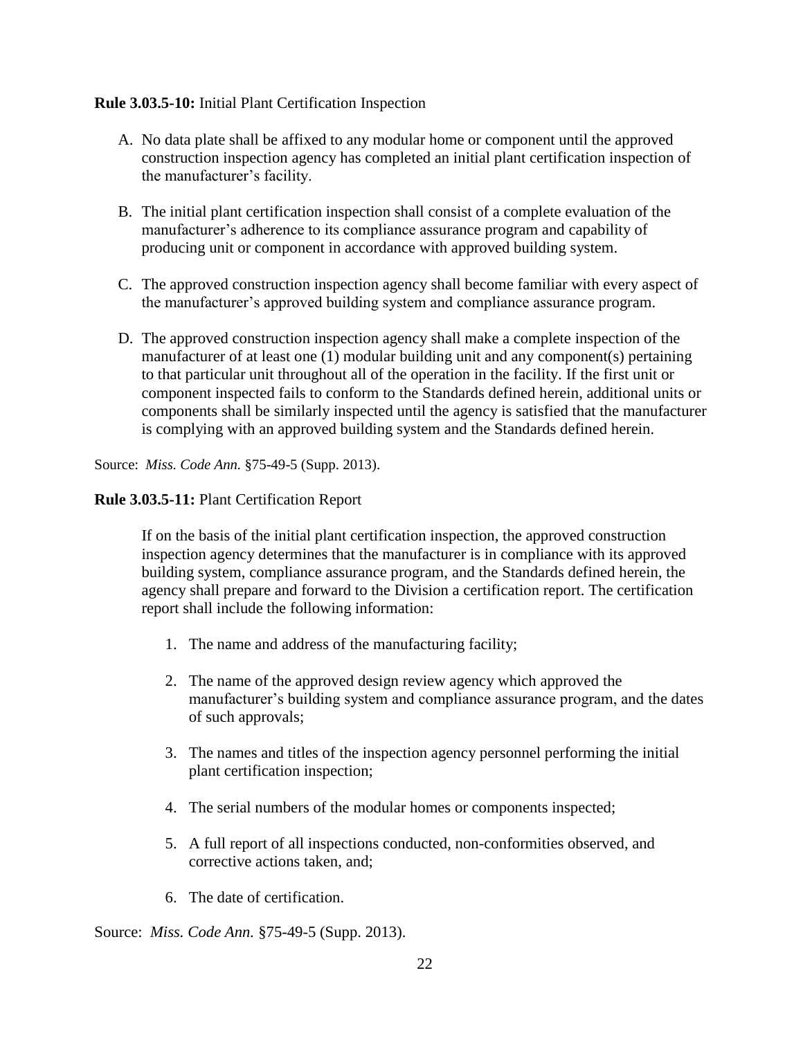**Rule 3.03.5-10:** Initial Plant Certification Inspection

A. No data plate shall be affixed to any modular home or component until the approved construction inspection agency has completed an initial plant certification inspection of the manufacturer's facility.

B. The initial plant certification inspection shall consist of a complete evaluation of the manufacturer's adherence to its compliance assurance program and capability of producing unit or component in accordance with approved building system.

C. The approved construction inspection agency shall become familiar with every aspect of the manufacturer's approved building system and compliance assurance program.

D. The approved construction inspection agency shall make a complete inspection of the manufacturer of at least one (1) modular building unit and any component(s) pertaining to that particular unit throughout all of the operation in the facility. If the first unit or component inspected fails to conform to the Standards defined herein, additional units or components shall be similarly inspected until the agency is satisfied that the manufacturer is complying with an approved building system and the Standards defined herein.

Source: *Miss. Code Ann.* §75-49-5 (Supp. 2013).

**Rule 3.03.5-11:** Plant Certification Report

If on the basis of the initial plant certification inspection, the approved construction inspection agency determines that the manufacturer is in compliance with its approved building system, compliance assurance program, and the Standards defined herein, the agency shall prepare and forward to the Division a certification report. The certification report shall include the following information:

1. The name and address of the manufacturing facility;
2. The name of the approved design review agency which approved the manufacturer's building system and compliance assurance program, and the dates of such approvals;
3. The names and titles of the inspection agency personnel performing the initial plant certification inspection;
4. The serial numbers of the modular homes or components inspected;
5. A full report of all inspections conducted, non-conformities observed, and corrective actions taken, and;
6. The date of certification.

Source: *Miss. Code Ann.* §75-49-5 (Supp. 2013).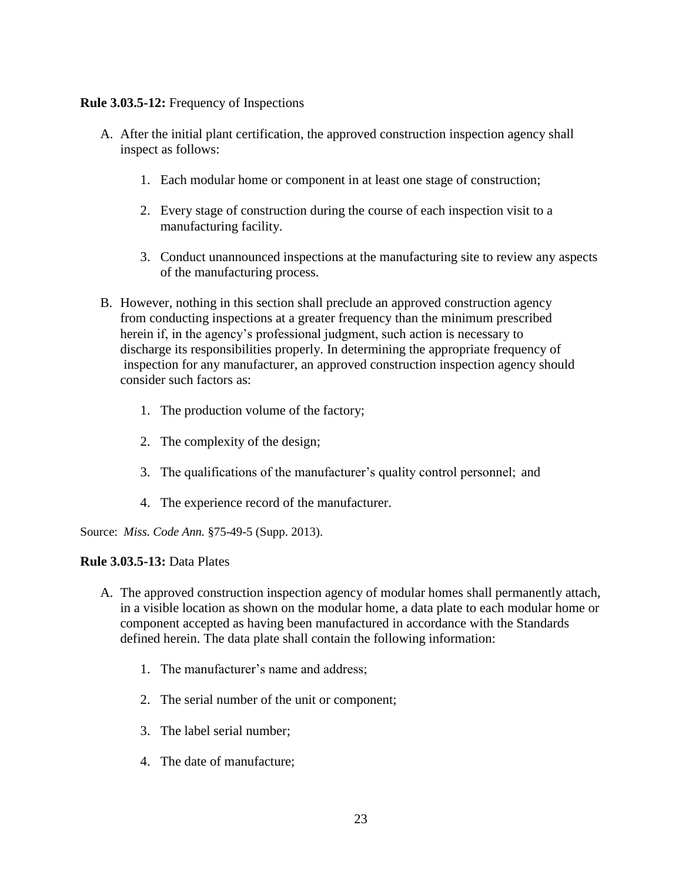**Rule 3.03.5-12:** Frequency of Inspections

A. After the initial plant certification, the approved construction inspection agency shall inspect as follows:

   1. Each modular home or component in at least one stage of construction;

   2. Every stage of construction during the course of each inspection visit to a manufacturing facility.

   3. Conduct unannounced inspections at the manufacturing site to review any aspects of the manufacturing process.

B. However, nothing in this section shall preclude an approved construction agency from conducting inspections at a greater frequency than the minimum prescribed herein if, in the agency's professional judgment, such action is necessary to discharge its responsibilities properly. In determining the appropriate frequency of inspection for any manufacturer, an approved construction inspection agency should consider such factors as:

   1. The production volume of the factory;

   2. The complexity of the design;

   3. The qualifications of the manufacturer's quality control personnel; and

   4. The experience record of the manufacturer.

Source: *Miss. Code Ann.* §75-49-5 (Supp. 2013).

**Rule 3.03.5-13:** Data Plates

A. The approved construction inspection agency of modular homes shall permanently attach, in a visible location as shown on the modular home, a data plate to each modular home or component accepted as having been manufactured in accordance with the Standards defined herein. The data plate shall contain the following information:

   1. The manufacturer's name and address;

   2. The serial number of the unit or component;

   3. The label serial number;

   4. The date of manufacture;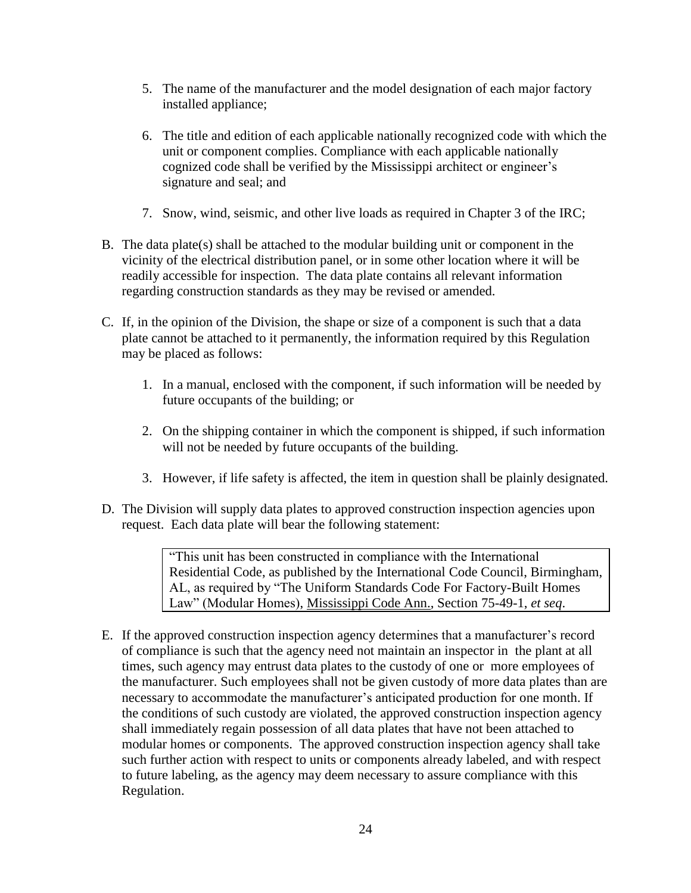5. The name of the manufacturer and the model designation of each major factory installed appliance;

6. The title and edition of each applicable nationally recognized code with which the unit or component complies. Compliance with each applicable nationally cognized code shall be verified by the Mississippi architect or engineer's signature and seal; and

7. Snow, wind, seismic, and other live loads as required in Chapter 3 of the IRC;

B. The data plate(s) shall be attached to the modular building unit or component in the vicinity of the electrical distribution panel, or in some other location where it will be readily accessible for inspection. The data plate contains all relevant information regarding construction standards as they may be revised or amended.

C. If, in the opinion of the Division, the shape or size of a component is such that a data plate cannot be attached to it permanently, the information required by this Regulation may be placed as follows:

   1. In a manual, enclosed with the component, if such information will be needed by future occupants of the building; or

   2. On the shipping container in which the component is shipped, if such information will not be needed by future occupants of the building.

   3. However, if life safety is affected, the item in question shall be plainly designated.

D. The Division will supply data plates to approved construction inspection agencies upon request. Each data plate will bear the following statement:

> "This unit has been constructed in compliance with the International Residential Code, as published by the International Code Council, Birmingham, AL, as required by "The Uniform Standards Code For Factory-Built Homes Law" (Modular Homes), Mississippi Code Ann., Section 75-49-1, *et seq*.

E. If the approved construction inspection agency determines that a manufacturer's record of compliance is such that the agency need not maintain an inspector in the plant at all times, such agency may entrust data plates to the custody of one or more employees of the manufacturer. Such employees shall not be given custody of more data plates than are necessary to accommodate the manufacturer's anticipated production for one month. If the conditions of such custody are violated, the approved construction inspection agency shall immediately regain possession of all data plates that have not been attached to modular homes or components. The approved construction inspection agency shall take such further action with respect to units or components already labeled, and with respect to future labeling, as the agency may deem necessary to assure compliance with this Regulation.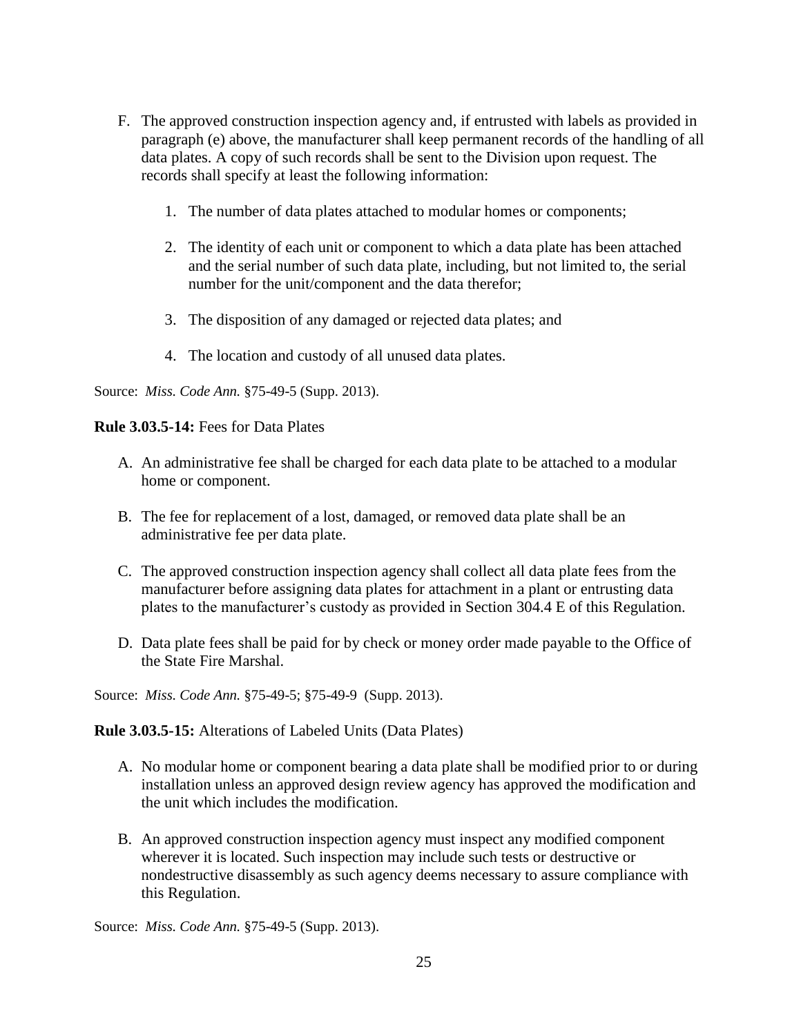F. The approved construction inspection agency and, if entrusted with labels as provided in paragraph (e) above, the manufacturer shall keep permanent records of the handling of all data plates. A copy of such records shall be sent to the Division upon request. The records shall specify at least the following information:

   1. The number of data plates attached to modular homes or components;

   2. The identity of each unit or component to which a data plate has been attached and the serial number of such data plate, including, but not limited to, the serial number for the unit/component and the data therefor;

   3. The disposition of any damaged or rejected data plates; and

   4. The location and custody of all unused data plates.

Source: *Miss. Code Ann.* §75-49-5 (Supp. 2013).

**Rule 3.03.5-14:** Fees for Data Plates

A. An administrative fee shall be charged for each data plate to be attached to a modular home or component.

B. The fee for replacement of a lost, damaged, or removed data plate shall be an administrative fee per data plate.

C. The approved construction inspection agency shall collect all data plate fees from the manufacturer before assigning data plates for attachment in a plant or entrusting data plates to the manufacturer's custody as provided in Section 304.4 E of this Regulation.

D. Data plate fees shall be paid for by check or money order made payable to the Office of the State Fire Marshal.

Source: *Miss. Code Ann.* §75-49-5; §75-49-9 (Supp. 2013).

**Rule 3.03.5-15:** Alterations of Labeled Units (Data Plates)

A. No modular home or component bearing a data plate shall be modified prior to or during installation unless an approved design review agency has approved the modification and the unit which includes the modification.

B. An approved construction inspection agency must inspect any modified component wherever it is located. Such inspection may include such tests or destructive or nondestructive disassembly as such agency deems necessary to assure compliance with this Regulation.

Source: *Miss. Code Ann.* §75-49-5 (Supp. 2013).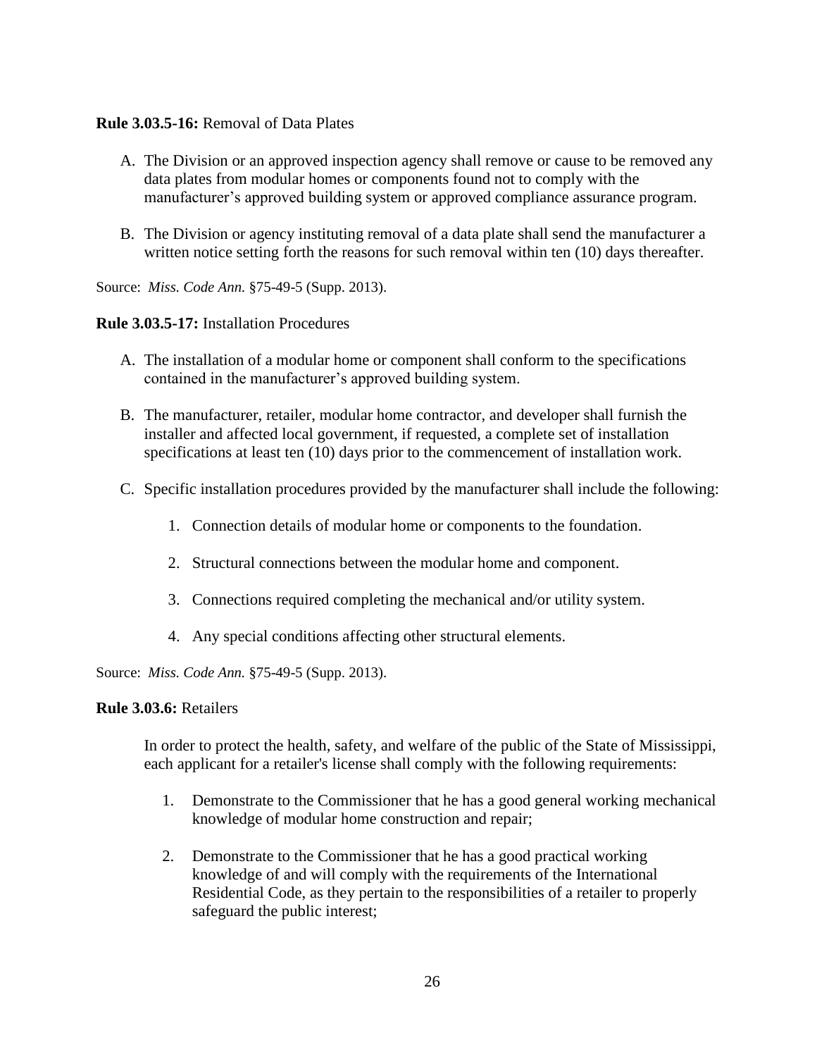**Rule 3.03.5-16:** Removal of Data Plates

A. The Division or an approved inspection agency shall remove or cause to be removed any data plates from modular homes or components found not to comply with the manufacturer's approved building system or approved compliance assurance program.

B. The Division or agency instituting removal of a data plate shall send the manufacturer a written notice setting forth the reasons for such removal within ten (10) days thereafter.

Source: *Miss. Code Ann.* §75-49-5 (Supp. 2013).

**Rule 3.03.5-17:** Installation Procedures

A. The installation of a modular home or component shall conform to the specifications contained in the manufacturer's approved building system.

B. The manufacturer, retailer, modular home contractor, and developer shall furnish the installer and affected local government, if requested, a complete set of installation specifications at least ten (10) days prior to the commencement of installation work.

C. Specific installation procedures provided by the manufacturer shall include the following:

   1. Connection details of modular home or components to the foundation.

   2. Structural connections between the modular home and component.

   3. Connections required completing the mechanical and/or utility system.

   4. Any special conditions affecting other structural elements.

Source: *Miss. Code Ann.* §75-49-5 (Supp. 2013).

**Rule 3.03.6:** Retailers

In order to protect the health, safety, and welfare of the public of the State of Mississippi, each applicant for a retailer's license shall comply with the following requirements:

1. Demonstrate to the Commissioner that he has a good general working mechanical knowledge of modular home construction and repair;

2. Demonstrate to the Commissioner that he has a good practical working knowledge of and will comply with the requirements of the International Residential Code, as they pertain to the responsibilities of a retailer to properly safeguard the public interest;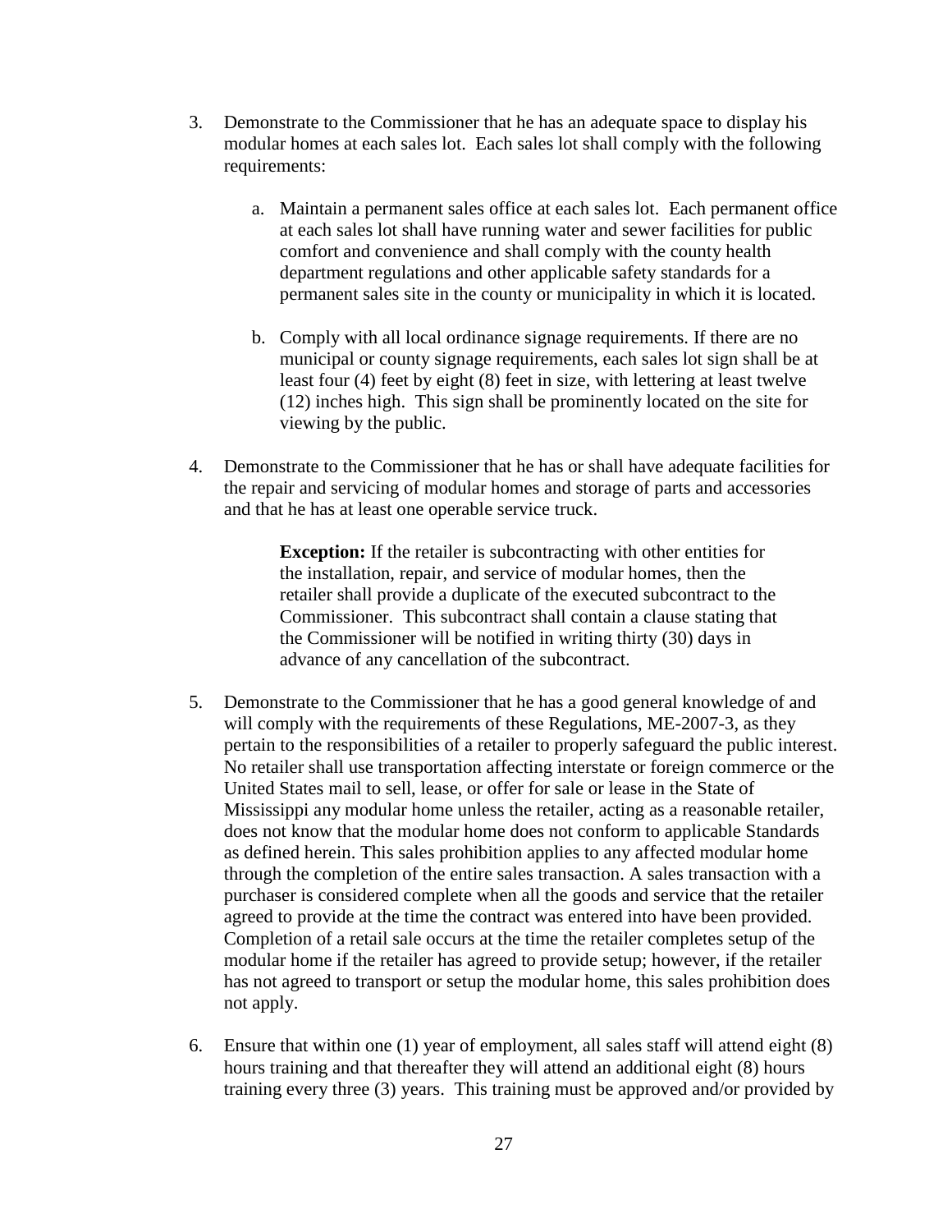3. Demonstrate to the Commissioner that he has an adequate space to display his modular homes at each sales lot. Each sales lot shall comply with the following requirements:

    a. Maintain a permanent sales office at each sales lot. Each permanent office at each sales lot shall have running water and sewer facilities for public comfort and convenience and shall comply with the county health department regulations and other applicable safety standards for a permanent sales site in the county or municipality in which it is located.

    b. Comply with all local ordinance signage requirements. If there are no municipal or county signage requirements, each sales lot sign shall be at least four (4) feet by eight (8) feet in size, with lettering at least twelve (12) inches high. This sign shall be prominently located on the site for viewing by the public.

4. Demonstrate to the Commissioner that he has or shall have adequate facilities for the repair and servicing of modular homes and storage of parts and accessories and that he has at least one operable service truck.

    **Exception:** If the retailer is subcontracting with other entities for the installation, repair, and service of modular homes, then the retailer shall provide a duplicate of the executed subcontract to the Commissioner. This subcontract shall contain a clause stating that the Commissioner will be notified in writing thirty (30) days in advance of any cancellation of the subcontract.

5. Demonstrate to the Commissioner that he has a good general knowledge of and will comply with the requirements of these Regulations, ME-2007-3, as they pertain to the responsibilities of a retailer to properly safeguard the public interest. No retailer shall use transportation affecting interstate or foreign commerce or the United States mail to sell, lease, or offer for sale or lease in the State of Mississippi any modular home unless the retailer, acting as a reasonable retailer, does not know that the modular home does not conform to applicable Standards as defined herein. This sales prohibition applies to any affected modular home through the completion of the entire sales transaction. A sales transaction with a purchaser is considered complete when all the goods and service that the retailer agreed to provide at the time the contract was entered into have been provided. Completion of a retail sale occurs at the time the retailer completes setup of the modular home if the retailer has agreed to provide setup; however, if the retailer has not agreed to transport or setup the modular home, this sales prohibition does not apply.

6. Ensure that within one (1) year of employment, all sales staff will attend eight (8) hours training and that thereafter they will attend an additional eight (8) hours training every three (3) years. This training must be approved and/or provided by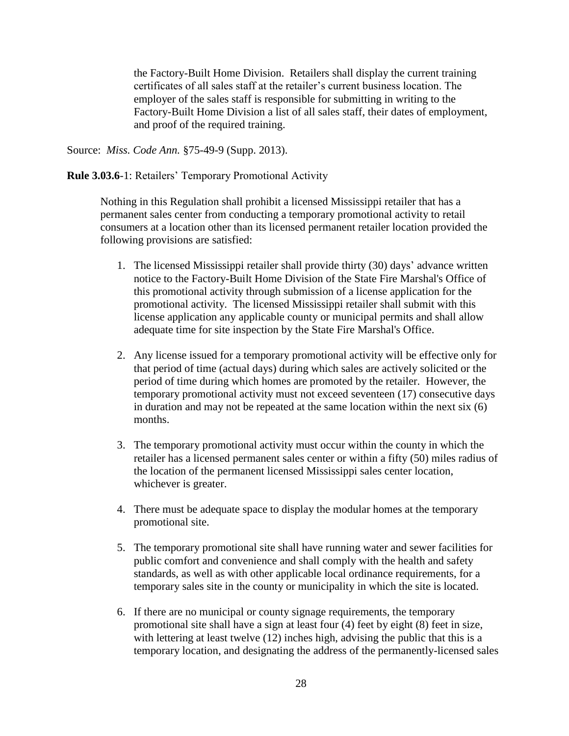the Factory-Built Home Division. Retailers shall display the current training certificates of all sales staff at the retailer's current business location. The employer of the sales staff is responsible for submitting in writing to the Factory-Built Home Division a list of all sales staff, their dates of employment, and proof of the required training.

Source: *Miss. Code Ann.* §75-49-9 (Supp. 2013).

**Rule 3.03.6**-1: Retailers' Temporary Promotional Activity

Nothing in this Regulation shall prohibit a licensed Mississippi retailer that has a permanent sales center from conducting a temporary promotional activity to retail consumers at a location other than its licensed permanent retailer location provided the following provisions are satisfied:

1. The licensed Mississippi retailer shall provide thirty (30) days' advance written notice to the Factory-Built Home Division of the State Fire Marshal's Office of this promotional activity through submission of a license application for the promotional activity. The licensed Mississippi retailer shall submit with this license application any applicable county or municipal permits and shall allow adequate time for site inspection by the State Fire Marshal's Office.

2. Any license issued for a temporary promotional activity will be effective only for that period of time (actual days) during which sales are actively solicited or the period of time during which homes are promoted by the retailer. However, the temporary promotional activity must not exceed seventeen (17) consecutive days in duration and may not be repeated at the same location within the next six (6) months.

3. The temporary promotional activity must occur within the county in which the retailer has a licensed permanent sales center or within a fifty (50) miles radius of the location of the permanent licensed Mississippi sales center location, whichever is greater.

4. There must be adequate space to display the modular homes at the temporary promotional site.

5. The temporary promotional site shall have running water and sewer facilities for public comfort and convenience and shall comply with the health and safety standards, as well as with other applicable local ordinance requirements, for a temporary sales site in the county or municipality in which the site is located.

6. If there are no municipal or county signage requirements, the temporary promotional site shall have a sign at least four (4) feet by eight (8) feet in size, with lettering at least twelve (12) inches high, advising the public that this is a temporary location, and designating the address of the permanently-licensed sales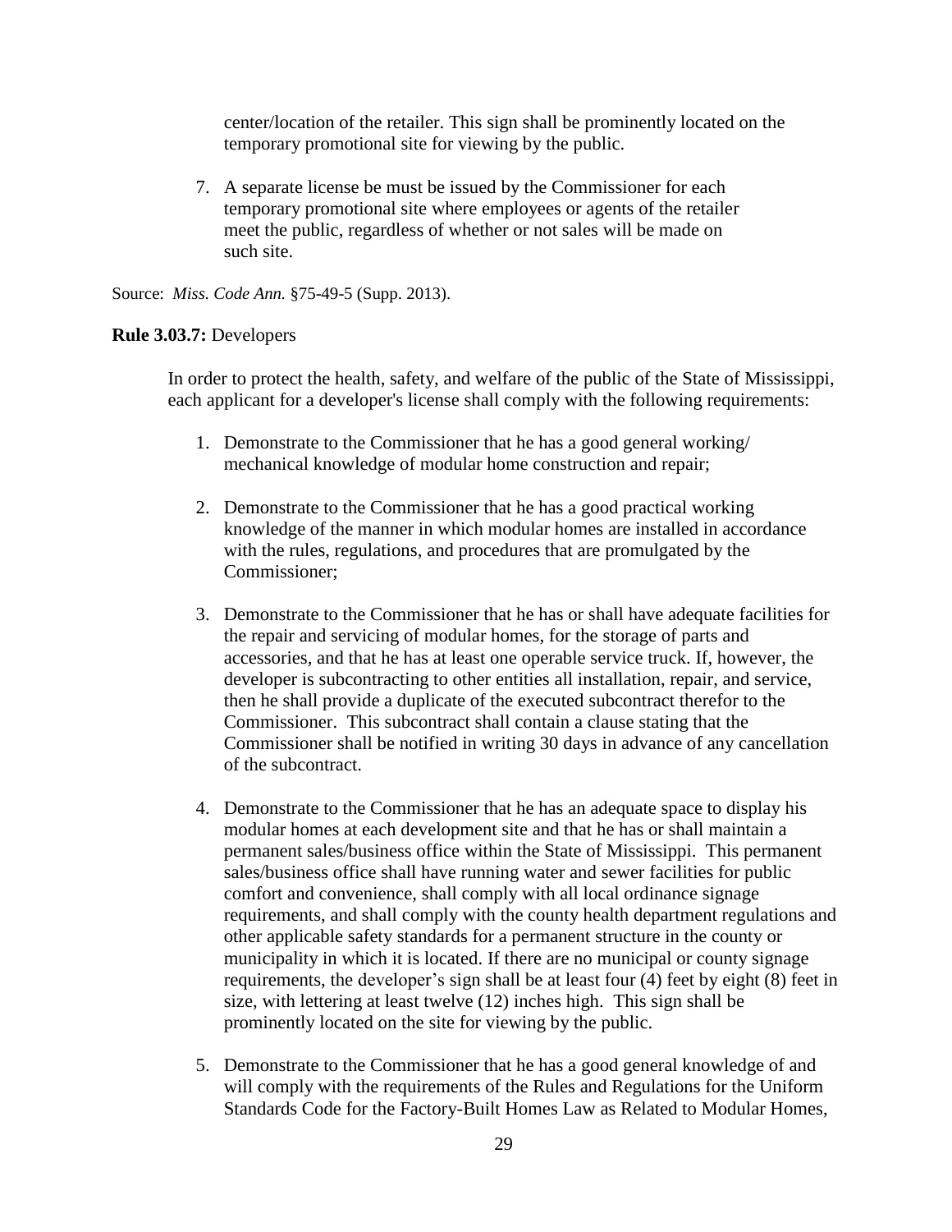center/location of the retailer. This sign shall be prominently located on the temporary promotional site for viewing by the public.

7. A separate license be must be issued by the Commissioner for each temporary promotional site where employees or agents of the retailer meet the public, regardless of whether or not sales will be made on such site.

Source: *Miss. Code Ann.* §75-49-5 (Supp. 2013).

**Rule 3.03.7:** Developers

In order to protect the health, safety, and welfare of the public of the State of Mississippi, each applicant for a developer's license shall comply with the following requirements:

1. Demonstrate to the Commissioner that he has a good general working/ mechanical knowledge of modular home construction and repair;

2. Demonstrate to the Commissioner that he has a good practical working knowledge of the manner in which modular homes are installed in accordance with the rules, regulations, and procedures that are promulgated by the Commissioner;

3. Demonstrate to the Commissioner that he has or shall have adequate facilities for the repair and servicing of modular homes, for the storage of parts and accessories, and that he has at least one operable service truck. If, however, the developer is subcontracting to other entities all installation, repair, and service, then he shall provide a duplicate of the executed subcontract therefor to the Commissioner. This subcontract shall contain a clause stating that the Commissioner shall be notified in writing 30 days in advance of any cancellation of the subcontract.

4. Demonstrate to the Commissioner that he has an adequate space to display his modular homes at each development site and that he has or shall maintain a permanent sales/business office within the State of Mississippi. This permanent sales/business office shall have running water and sewer facilities for public comfort and convenience, shall comply with all local ordinance signage requirements, and shall comply with the county health department regulations and other applicable safety standards for a permanent structure in the county or municipality in which it is located. If there are no municipal or county signage requirements, the developer's sign shall be at least four (4) feet by eight (8) feet in size, with lettering at least twelve (12) inches high. This sign shall be prominently located on the site for viewing by the public.

5. Demonstrate to the Commissioner that he has a good general knowledge of and will comply with the requirements of the Rules and Regulations for the Uniform Standards Code for the Factory-Built Homes Law as Related to Modular Homes,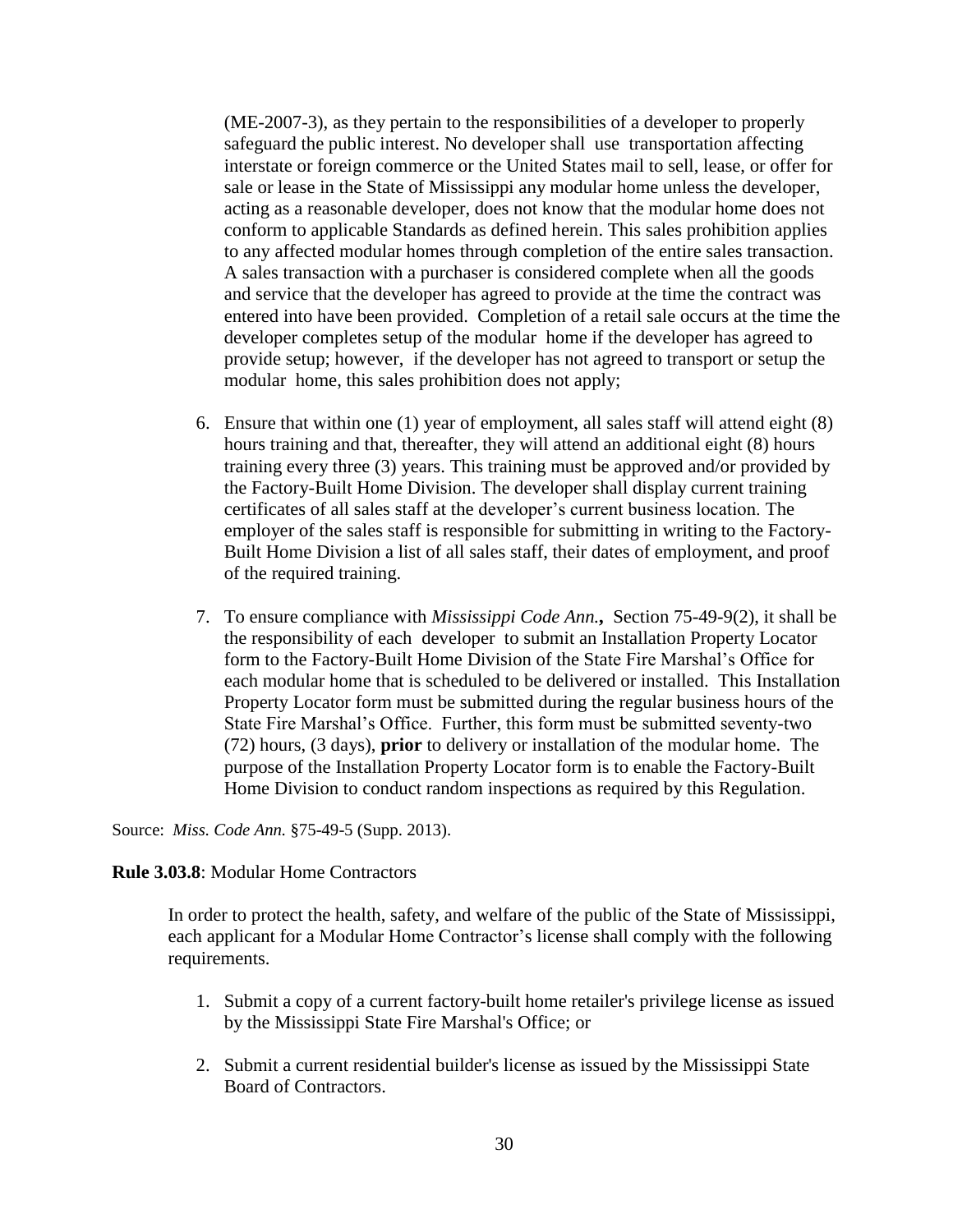(ME-2007-3), as they pertain to the responsibilities of a developer to properly safeguard the public interest. No developer shall use transportation affecting interstate or foreign commerce or the United States mail to sell, lease, or offer for sale or lease in the State of Mississippi any modular home unless the developer, acting as a reasonable developer, does not know that the modular home does not conform to applicable Standards as defined herein. This sales prohibition applies to any affected modular homes through completion of the entire sales transaction. A sales transaction with a purchaser is considered complete when all the goods and service that the developer has agreed to provide at the time the contract was entered into have been provided. Completion of a retail sale occurs at the time the developer completes setup of the modular home if the developer has agreed to provide setup; however, if the developer has not agreed to transport or setup the modular home, this sales prohibition does not apply;

6. Ensure that within one (1) year of employment, all sales staff will attend eight (8) hours training and that, thereafter, they will attend an additional eight (8) hours training every three (3) years. This training must be approved and/or provided by the Factory-Built Home Division. The developer shall display current training certificates of all sales staff at the developer's current business location. The employer of the sales staff is responsible for submitting in writing to the Factory-Built Home Division a list of all sales staff, their dates of employment, and proof of the required training.

7. To ensure compliance with *Mississippi Code Ann.,* Section 75-49-9(2), it shall be the responsibility of each developer to submit an Installation Property Locator form to the Factory-Built Home Division of the State Fire Marshal's Office for each modular home that is scheduled to be delivered or installed. This Installation Property Locator form must be submitted during the regular business hours of the State Fire Marshal's Office. Further, this form must be submitted seventy-two (72) hours, (3 days), **prior** to delivery or installation of the modular home. The purpose of the Installation Property Locator form is to enable the Factory-Built Home Division to conduct random inspections as required by this Regulation.

Source: *Miss. Code Ann.* §75-49-5 (Supp. 2013).

**Rule 3.03.8**: Modular Home Contractors

In order to protect the health, safety, and welfare of the public of the State of Mississippi, each applicant for a Modular Home Contractor's license shall comply with the following requirements.

1. Submit a copy of a current factory-built home retailer's privilege license as issued by the Mississippi State Fire Marshal's Office; or

2. Submit a current residential builder's license as issued by the Mississippi State Board of Contractors.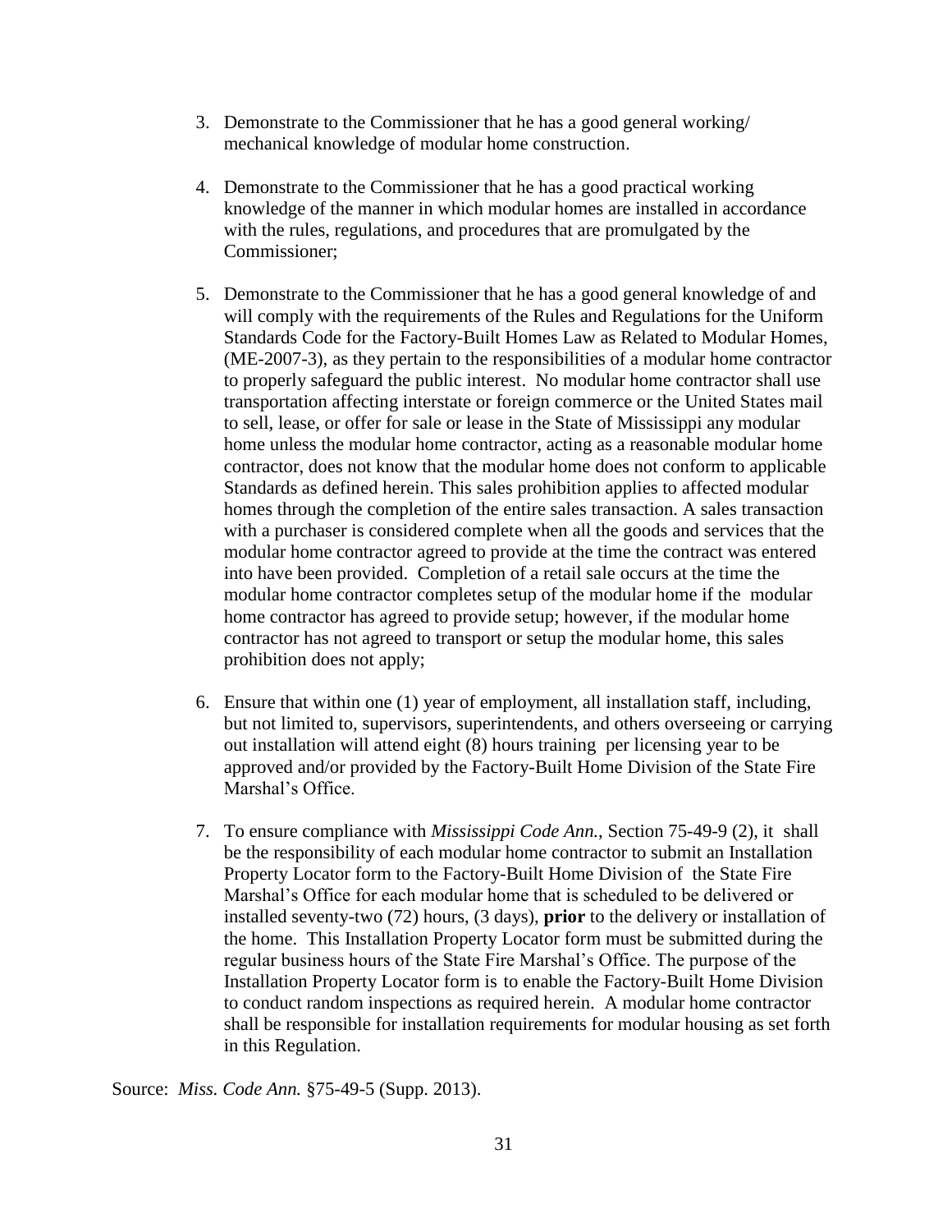3. Demonstrate to the Commissioner that he has a good general working/ mechanical knowledge of modular home construction.

4. Demonstrate to the Commissioner that he has a good practical working knowledge of the manner in which modular homes are installed in accordance with the rules, regulations, and procedures that are promulgated by the Commissioner;

5. Demonstrate to the Commissioner that he has a good general knowledge of and will comply with the requirements of the Rules and Regulations for the Uniform Standards Code for the Factory-Built Homes Law as Related to Modular Homes, (ME-2007-3), as they pertain to the responsibilities of a modular home contractor to properly safeguard the public interest. No modular home contractor shall use transportation affecting interstate or foreign commerce or the United States mail to sell, lease, or offer for sale or lease in the State of Mississippi any modular home unless the modular home contractor, acting as a reasonable modular home contractor, does not know that the modular home does not conform to applicable Standards as defined herein. This sales prohibition applies to affected modular homes through the completion of the entire sales transaction. A sales transaction with a purchaser is considered complete when all the goods and services that the modular home contractor agreed to provide at the time the contract was entered into have been provided. Completion of a retail sale occurs at the time the modular home contractor completes setup of the modular home if the modular home contractor has agreed to provide setup; however, if the modular home contractor has not agreed to transport or setup the modular home, this sales prohibition does not apply;

6. Ensure that within one (1) year of employment, all installation staff, including, but not limited to, supervisors, superintendents, and others overseeing or carrying out installation will attend eight (8) hours training per licensing year to be approved and/or provided by the Factory-Built Home Division of the State Fire Marshal's Office.

7. To ensure compliance with *Mississippi Code Ann.*, Section 75-49-9 (2), it shall be the responsibility of each modular home contractor to submit an Installation Property Locator form to the Factory-Built Home Division of the State Fire Marshal's Office for each modular home that is scheduled to be delivered or installed seventy-two (72) hours, (3 days), **prior** to the delivery or installation of the home. This Installation Property Locator form must be submitted during the regular business hours of the State Fire Marshal's Office. The purpose of the Installation Property Locator form is to enable the Factory-Built Home Division to conduct random inspections as required herein. A modular home contractor shall be responsible for installation requirements for modular housing as set forth in this Regulation.

Source: *Miss. Code Ann.* §75-49-5 (Supp. 2013).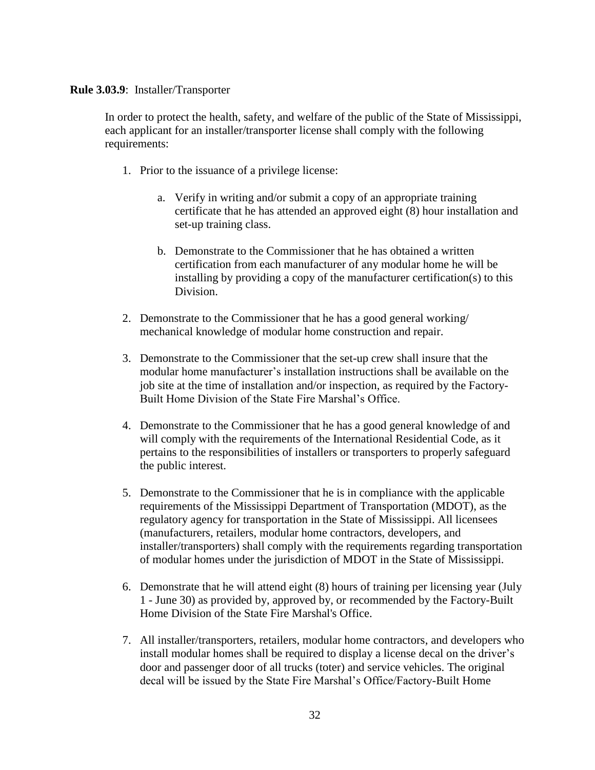**Rule 3.03.9**: Installer/Transporter

In order to protect the health, safety, and welfare of the public of the State of Mississippi, each applicant for an installer/transporter license shall comply with the following requirements:

1. Prior to the issuance of a privilege license:

    a. Verify in writing and/or submit a copy of an appropriate training certificate that he has attended an approved eight (8) hour installation and set-up training class.

    b. Demonstrate to the Commissioner that he has obtained a written certification from each manufacturer of any modular home he will be installing by providing a copy of the manufacturer certification(s) to this Division.

2. Demonstrate to the Commissioner that he has a good general working/ mechanical knowledge of modular home construction and repair.

3. Demonstrate to the Commissioner that the set-up crew shall insure that the modular home manufacturer's installation instructions shall be available on the job site at the time of installation and/or inspection, as required by the Factory-Built Home Division of the State Fire Marshal's Office.

4. Demonstrate to the Commissioner that he has a good general knowledge of and will comply with the requirements of the International Residential Code, as it pertains to the responsibilities of installers or transporters to properly safeguard the public interest.

5. Demonstrate to the Commissioner that he is in compliance with the applicable requirements of the Mississippi Department of Transportation (MDOT), as the regulatory agency for transportation in the State of Mississippi. All licensees (manufacturers, retailers, modular home contractors, developers, and installer/transporters) shall comply with the requirements regarding transportation of modular homes under the jurisdiction of MDOT in the State of Mississippi.

6. Demonstrate that he will attend eight (8) hours of training per licensing year (July 1 - June 30) as provided by, approved by, or recommended by the Factory-Built Home Division of the State Fire Marshal's Office.

7. All installer/transporters, retailers, modular home contractors, and developers who install modular homes shall be required to display a license decal on the driver's door and passenger door of all trucks (toter) and service vehicles. The original decal will be issued by the State Fire Marshal's Office/Factory-Built Home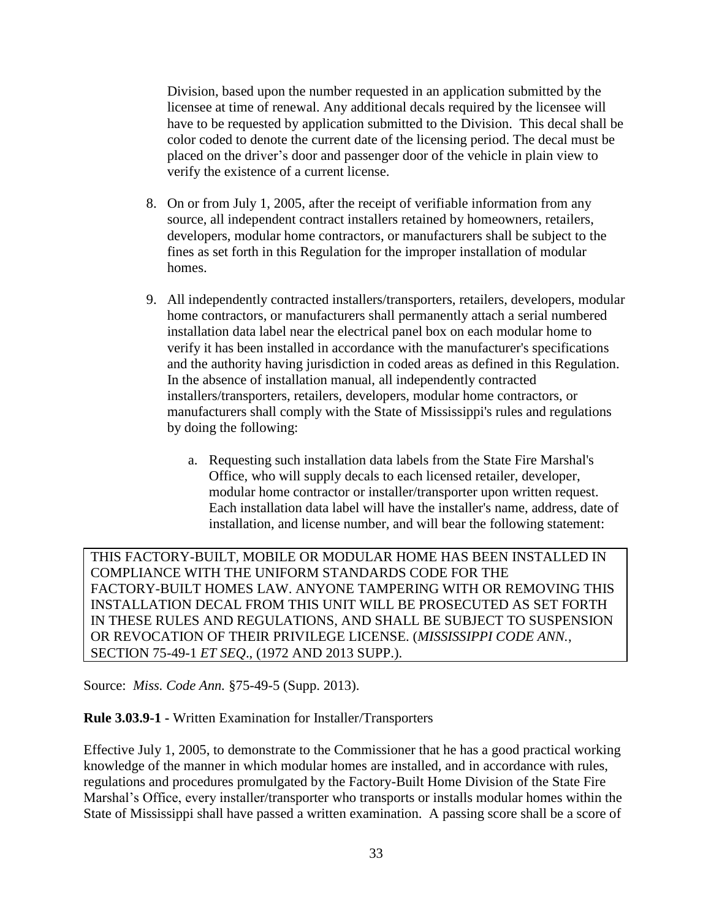Division, based upon the number requested in an application submitted by the licensee at time of renewal. Any additional decals required by the licensee will have to be requested by application submitted to the Division. This decal shall be color coded to denote the current date of the licensing period. The decal must be placed on the driver's door and passenger door of the vehicle in plain view to verify the existence of a current license.

8. On or from July 1, 2005, after the receipt of verifiable information from any source, all independent contract installers retained by homeowners, retailers, developers, modular home contractors, or manufacturers shall be subject to the fines as set forth in this Regulation for the improper installation of modular homes.

9. All independently contracted installers/transporters, retailers, developers, modular home contractors, or manufacturers shall permanently attach a serial numbered installation data label near the electrical panel box on each modular home to verify it has been installed in accordance with the manufacturer's specifications and the authority having jurisdiction in coded areas as defined in this Regulation. In the absence of installation manual, all independently contracted installers/transporters, retailers, developers, modular home contractors, or manufacturers shall comply with the State of Mississippi's rules and regulations by doing the following:

    a. Requesting such installation data labels from the State Fire Marshal's Office, who will supply decals to each licensed retailer, developer, modular home contractor or installer/transporter upon written request. Each installation data label will have the installer's name, address, date of installation, and license number, and will bear the following statement:

> THIS FACTORY-BUILT, MOBILE OR MODULAR HOME HAS BEEN INSTALLED IN COMPLIANCE WITH THE UNIFORM STANDARDS CODE FOR THE FACTORY-BUILT HOMES LAW. ANYONE TAMPERING WITH OR REMOVING THIS INSTALLATION DECAL FROM THIS UNIT WILL BE PROSECUTED AS SET FORTH IN THESE RULES AND REGULATIONS, AND SHALL BE SUBJECT TO SUSPENSION OR REVOCATION OF THEIR PRIVILEGE LICENSE. (*MISSISSIPPI CODE ANN.*, SECTION 75-49-1 *ET SEQ*., (1972 AND 2013 SUPP.).

Source: *Miss. Code Ann.* §75-49-5 (Supp. 2013).

**Rule 3.03.9-1 -** Written Examination for Installer/Transporters

Effective July 1, 2005, to demonstrate to the Commissioner that he has a good practical working knowledge of the manner in which modular homes are installed, and in accordance with rules, regulations and procedures promulgated by the Factory-Built Home Division of the State Fire Marshal's Office, every installer/transporter who transports or installs modular homes within the State of Mississippi shall have passed a written examination. A passing score shall be a score of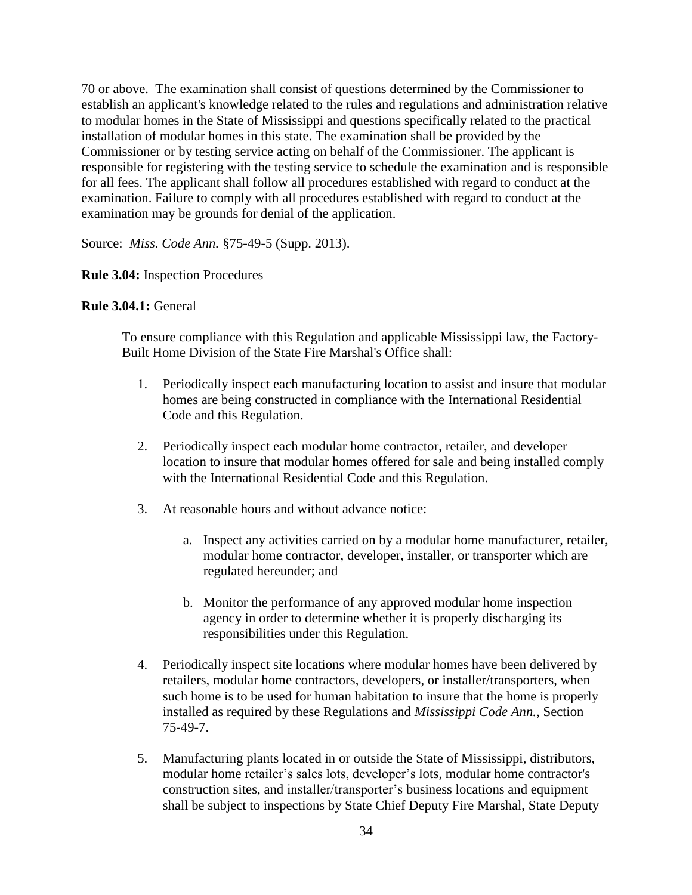70 or above. The examination shall consist of questions determined by the Commissioner to establish an applicant's knowledge related to the rules and regulations and administration relative to modular homes in the State of Mississippi and questions specifically related to the practical installation of modular homes in this state. The examination shall be provided by the Commissioner or by testing service acting on behalf of the Commissioner. The applicant is responsible for registering with the testing service to schedule the examination and is responsible for all fees. The applicant shall follow all procedures established with regard to conduct at the examination. Failure to comply with all procedures established with regard to conduct at the examination may be grounds for denial of the application.

Source: *Miss. Code Ann.* §75-49-5 (Supp. 2013).

**Rule 3.04:** Inspection Procedures

**Rule 3.04.1:** General

To ensure compliance with this Regulation and applicable Mississippi law, the Factory-Built Home Division of the State Fire Marshal's Office shall:

1. Periodically inspect each manufacturing location to assist and insure that modular homes are being constructed in compliance with the International Residential Code and this Regulation.

2. Periodically inspect each modular home contractor, retailer, and developer location to insure that modular homes offered for sale and being installed comply with the International Residential Code and this Regulation.

3. At reasonable hours and without advance notice:

    a. Inspect any activities carried on by a modular home manufacturer, retailer, modular home contractor, developer, installer, or transporter which are regulated hereunder; and

    b. Monitor the performance of any approved modular home inspection agency in order to determine whether it is properly discharging its responsibilities under this Regulation.

4. Periodically inspect site locations where modular homes have been delivered by retailers, modular home contractors, developers, or installer/transporters, when such home is to be used for human habitation to insure that the home is properly installed as required by these Regulations and *Mississippi Code Ann.*, Section 75-49-7.

5. Manufacturing plants located in or outside the State of Mississippi, distributors, modular home retailer's sales lots, developer's lots, modular home contractor's construction sites, and installer/transporter's business locations and equipment shall be subject to inspections by State Chief Deputy Fire Marshal, State Deputy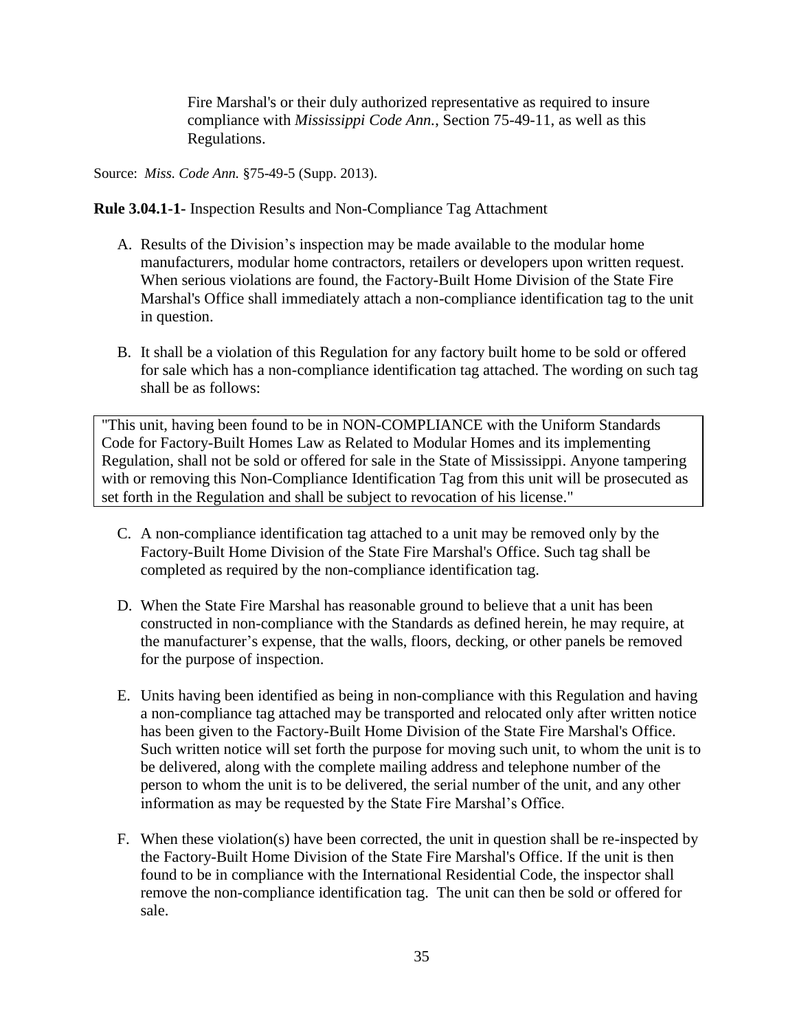Fire Marshal's or their duly authorized representative as required to insure compliance with *Mississippi Code Ann.*, Section 75-49-11, as well as this Regulations.

Source: *Miss. Code Ann.* §75-49-5 (Supp. 2013).

**Rule 3.04.1-1-** Inspection Results and Non-Compliance Tag Attachment

A. Results of the Division's inspection may be made available to the modular home manufacturers, modular home contractors, retailers or developers upon written request. When serious violations are found, the Factory-Built Home Division of the State Fire Marshal's Office shall immediately attach a non-compliance identification tag to the unit in question.

B. It shall be a violation of this Regulation for any factory built home to be sold or offered for sale which has a non-compliance identification tag attached. The wording on such tag shall be as follows:

"This unit, having been found to be in NON-COMPLIANCE with the Uniform Standards Code for Factory-Built Homes Law as Related to Modular Homes and its implementing Regulation, shall not be sold or offered for sale in the State of Mississippi. Anyone tampering with or removing this Non-Compliance Identification Tag from this unit will be prosecuted as set forth in the Regulation and shall be subject to revocation of his license."

C. A non-compliance identification tag attached to a unit may be removed only by the Factory-Built Home Division of the State Fire Marshal's Office. Such tag shall be completed as required by the non-compliance identification tag.

D. When the State Fire Marshal has reasonable ground to believe that a unit has been constructed in non-compliance with the Standards as defined herein, he may require, at the manufacturer's expense, that the walls, floors, decking, or other panels be removed for the purpose of inspection.

E. Units having been identified as being in non-compliance with this Regulation and having a non-compliance tag attached may be transported and relocated only after written notice has been given to the Factory-Built Home Division of the State Fire Marshal's Office. Such written notice will set forth the purpose for moving such unit, to whom the unit is to be delivered, along with the complete mailing address and telephone number of the person to whom the unit is to be delivered, the serial number of the unit, and any other information as may be requested by the State Fire Marshal's Office.

F. When these violation(s) have been corrected, the unit in question shall be re-inspected by the Factory-Built Home Division of the State Fire Marshal's Office. If the unit is then found to be in compliance with the International Residential Code, the inspector shall remove the non-compliance identification tag. The unit can then be sold or offered for sale.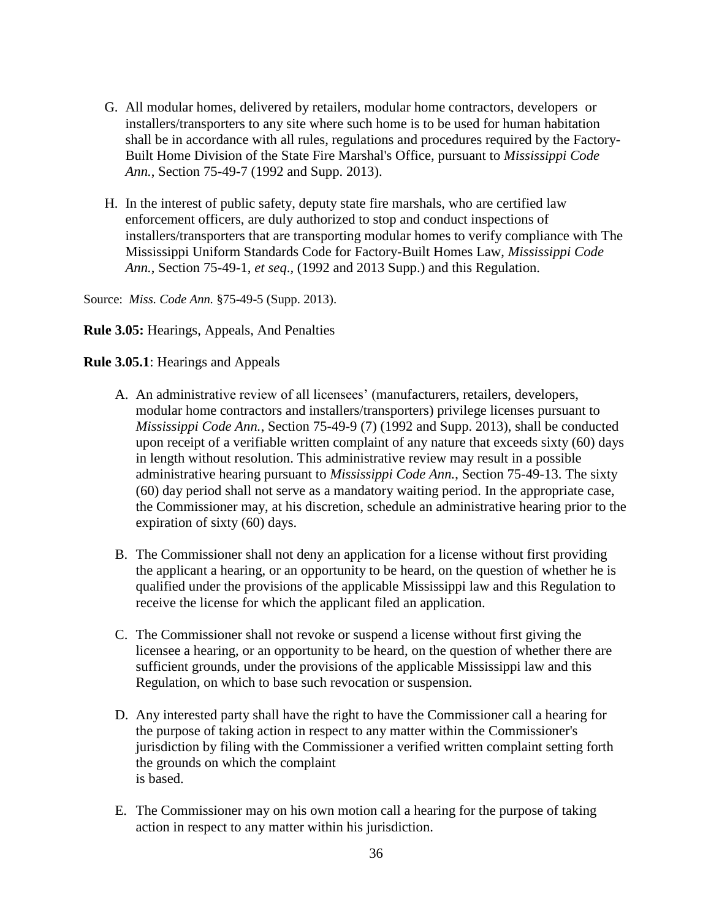G. All modular homes, delivered by retailers, modular home contractors, developers or installers/transporters to any site where such home is to be used for human habitation shall be in accordance with all rules, regulations and procedures required by the Factory-Built Home Division of the State Fire Marshal's Office, pursuant to *Mississippi Code Ann.*, Section 75-49-7 (1992 and Supp. 2013).

H. In the interest of public safety, deputy state fire marshals, who are certified law enforcement officers, are duly authorized to stop and conduct inspections of installers/transporters that are transporting modular homes to verify compliance with The Mississippi Uniform Standards Code for Factory-Built Homes Law, *Mississippi Code Ann.*, Section 75-49-1, *et seq.*, (1992 and 2013 Supp.) and this Regulation.

Source: *Miss. Code Ann.* §75-49-5 (Supp. 2013).

**Rule 3.05:** Hearings, Appeals, And Penalties

**Rule 3.05.1**: Hearings and Appeals

A. An administrative review of all licensees' (manufacturers, retailers, developers, modular home contractors and installers/transporters) privilege licenses pursuant to *Mississippi Code Ann.*, Section 75-49-9 (7) (1992 and Supp. 2013), shall be conducted upon receipt of a verifiable written complaint of any nature that exceeds sixty (60) days in length without resolution. This administrative review may result in a possible administrative hearing pursuant to *Mississippi Code Ann.*, Section 75-49-13. The sixty (60) day period shall not serve as a mandatory waiting period. In the appropriate case, the Commissioner may, at his discretion, schedule an administrative hearing prior to the expiration of sixty (60) days.

B. The Commissioner shall not deny an application for a license without first providing the applicant a hearing, or an opportunity to be heard, on the question of whether he is qualified under the provisions of the applicable Mississippi law and this Regulation to receive the license for which the applicant filed an application.

C. The Commissioner shall not revoke or suspend a license without first giving the licensee a hearing, or an opportunity to be heard, on the question of whether there are sufficient grounds, under the provisions of the applicable Mississippi law and this Regulation, on which to base such revocation or suspension.

D. Any interested party shall have the right to have the Commissioner call a hearing for the purpose of taking action in respect to any matter within the Commissioner's jurisdiction by filing with the Commissioner a verified written complaint setting forth the grounds on which the complaint is based.

E. The Commissioner may on his own motion call a hearing for the purpose of taking action in respect to any matter within his jurisdiction.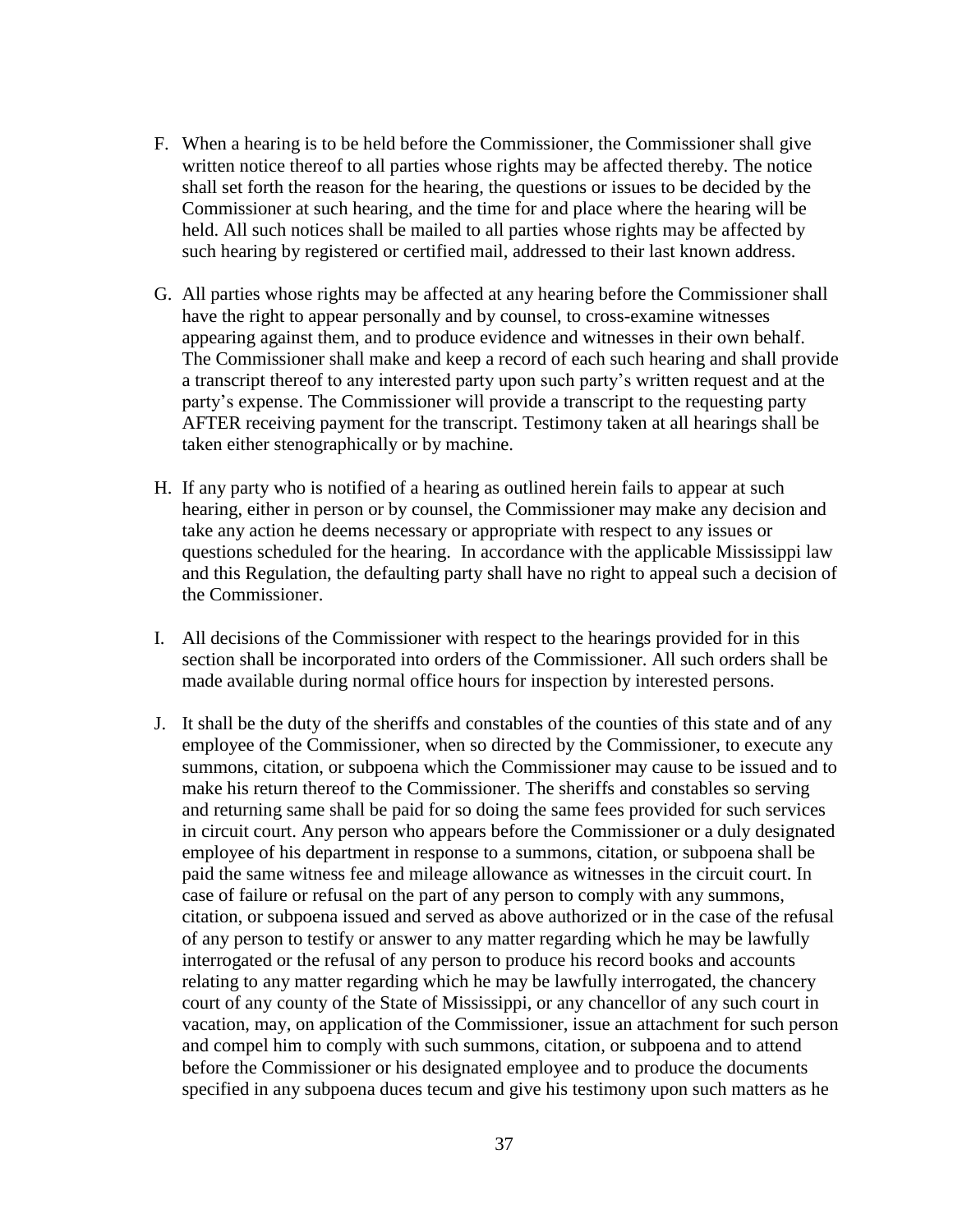F. When a hearing is to be held before the Commissioner, the Commissioner shall give written notice thereof to all parties whose rights may be affected thereby. The notice shall set forth the reason for the hearing, the questions or issues to be decided by the Commissioner at such hearing, and the time for and place where the hearing will be held. All such notices shall be mailed to all parties whose rights may be affected by such hearing by registered or certified mail, addressed to their last known address.

G. All parties whose rights may be affected at any hearing before the Commissioner shall have the right to appear personally and by counsel, to cross-examine witnesses appearing against them, and to produce evidence and witnesses in their own behalf. The Commissioner shall make and keep a record of each such hearing and shall provide a transcript thereof to any interested party upon such party's written request and at the party's expense. The Commissioner will provide a transcript to the requesting party AFTER receiving payment for the transcript. Testimony taken at all hearings shall be taken either stenographically or by machine.

H. If any party who is notified of a hearing as outlined herein fails to appear at such hearing, either in person or by counsel, the Commissioner may make any decision and take any action he deems necessary or appropriate with respect to any issues or questions scheduled for the hearing. In accordance with the applicable Mississippi law and this Regulation, the defaulting party shall have no right to appeal such a decision of the Commissioner.

I. All decisions of the Commissioner with respect to the hearings provided for in this section shall be incorporated into orders of the Commissioner. All such orders shall be made available during normal office hours for inspection by interested persons.

J. It shall be the duty of the sheriffs and constables of the counties of this state and of any employee of the Commissioner, when so directed by the Commissioner, to execute any summons, citation, or subpoena which the Commissioner may cause to be issued and to make his return thereof to the Commissioner. The sheriffs and constables so serving and returning same shall be paid for so doing the same fees provided for such services in circuit court. Any person who appears before the Commissioner or a duly designated employee of his department in response to a summons, citation, or subpoena shall be paid the same witness fee and mileage allowance as witnesses in the circuit court. In case of failure or refusal on the part of any person to comply with any summons, citation, or subpoena issued and served as above authorized or in the case of the refusal of any person to testify or answer to any matter regarding which he may be lawfully interrogated or the refusal of any person to produce his record books and accounts relating to any matter regarding which he may be lawfully interrogated, the chancery court of any county of the State of Mississippi, or any chancellor of any such court in vacation, may, on application of the Commissioner, issue an attachment for such person and compel him to comply with such summons, citation, or subpoena and to attend before the Commissioner or his designated employee and to produce the documents specified in any subpoena duces tecum and give his testimony upon such matters as he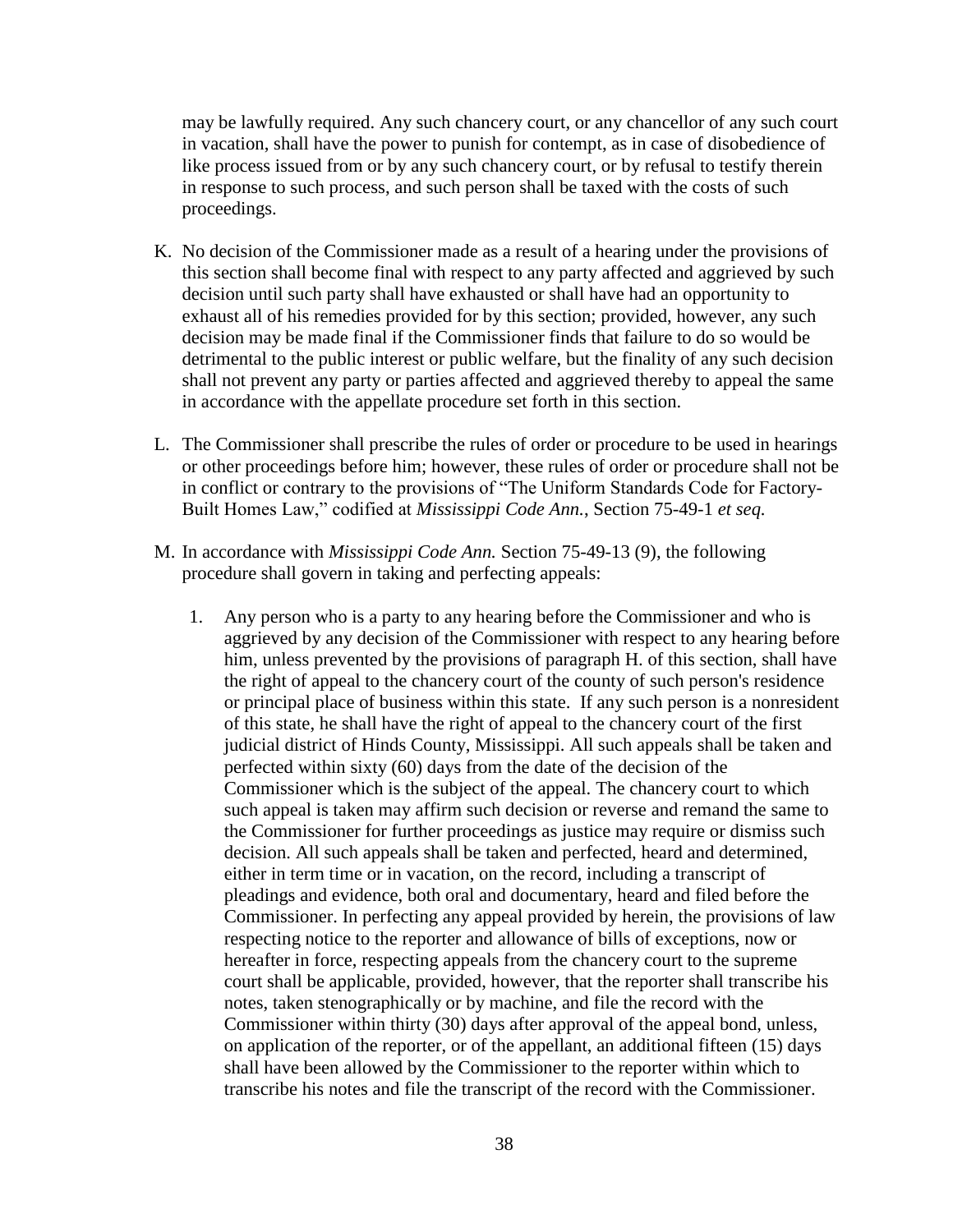may be lawfully required. Any such chancery court, or any chancellor of any such court in vacation, shall have the power to punish for contempt, as in case of disobedience of like process issued from or by any such chancery court, or by refusal to testify therein in response to such process, and such person shall be taxed with the costs of such proceedings.

K. No decision of the Commissioner made as a result of a hearing under the provisions of this section shall become final with respect to any party affected and aggrieved by such decision until such party shall have exhausted or shall have had an opportunity to exhaust all of his remedies provided for by this section; provided, however, any such decision may be made final if the Commissioner finds that failure to do so would be detrimental to the public interest or public welfare, but the finality of any such decision shall not prevent any party or parties affected and aggrieved thereby to appeal the same in accordance with the appellate procedure set forth in this section.

L. The Commissioner shall prescribe the rules of order or procedure to be used in hearings or other proceedings before him; however, these rules of order or procedure shall not be in conflict or contrary to the provisions of "The Uniform Standards Code for Factory-Built Homes Law," codified at *Mississippi Code Ann.*, Section 75-49-1 *et seq.*

M. In accordance with *Mississippi Code Ann.* Section 75-49-13 (9), the following procedure shall govern in taking and perfecting appeals:

   1. Any person who is a party to any hearing before the Commissioner and who is aggrieved by any decision of the Commissioner with respect to any hearing before him, unless prevented by the provisions of paragraph H. of this section, shall have the right of appeal to the chancery court of the county of such person's residence or principal place of business within this state. If any such person is a nonresident of this state, he shall have the right of appeal to the chancery court of the first judicial district of Hinds County, Mississippi. All such appeals shall be taken and perfected within sixty (60) days from the date of the decision of the Commissioner which is the subject of the appeal. The chancery court to which such appeal is taken may affirm such decision or reverse and remand the same to the Commissioner for further proceedings as justice may require or dismiss such decision. All such appeals shall be taken and perfected, heard and determined, either in term time or in vacation, on the record, including a transcript of pleadings and evidence, both oral and documentary, heard and filed before the Commissioner. In perfecting any appeal provided by herein, the provisions of law respecting notice to the reporter and allowance of bills of exceptions, now or hereafter in force, respecting appeals from the chancery court to the supreme court shall be applicable, provided, however, that the reporter shall transcribe his notes, taken stenographically or by machine, and file the record with the Commissioner within thirty (30) days after approval of the appeal bond, unless, on application of the reporter, or of the appellant, an additional fifteen (15) days shall have been allowed by the Commissioner to the reporter within which to transcribe his notes and file the transcript of the record with the Commissioner.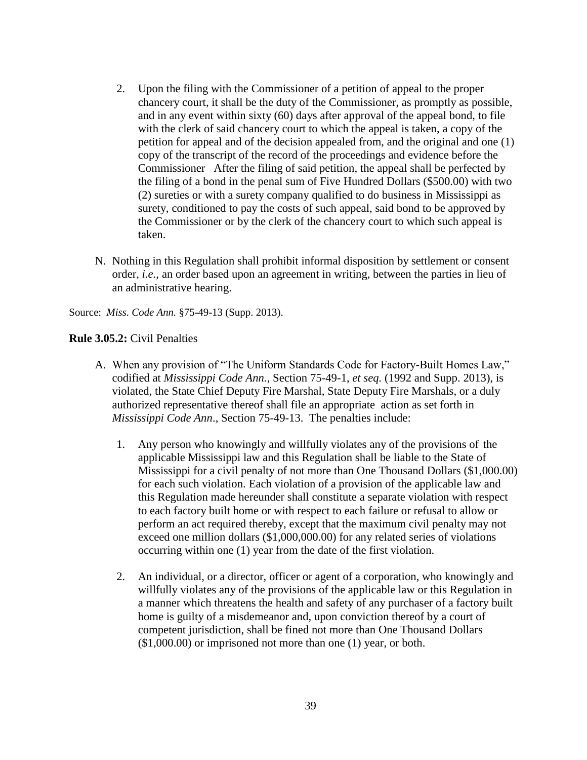2. Upon the filing with the Commissioner of a petition of appeal to the proper chancery court, it shall be the duty of the Commissioner, as promptly as possible, and in any event within sixty (60) days after approval of the appeal bond, to file with the clerk of said chancery court to which the appeal is taken, a copy of the petition for appeal and of the decision appealed from, and the original and one (1) copy of the transcript of the record of the proceedings and evidence before the Commissioner After the filing of said petition, the appeal shall be perfected by the filing of a bond in the penal sum of Five Hundred Dollars ($500.00) with two (2) sureties or with a surety company qualified to do business in Mississippi as surety, conditioned to pay the costs of such appeal, said bond to be approved by the Commissioner or by the clerk of the chancery court to which such appeal is taken.

N. Nothing in this Regulation shall prohibit informal disposition by settlement or consent order, *i.e.*, an order based upon an agreement in writing, between the parties in lieu of an administrative hearing.

Source: *Miss. Code Ann.* §75-49-13 (Supp. 2013).

**Rule 3.05.2:** Civil Penalties

A. When any provision of "The Uniform Standards Code for Factory-Built Homes Law," codified at *Mississippi Code Ann.*, Section 75-49-1, *et seq.* (1992 and Supp. 2013), is violated, the State Chief Deputy Fire Marshal, State Deputy Fire Marshals, or a duly authorized representative thereof shall file an appropriate action as set forth in *Mississippi Code Ann*., Section 75-49-13. The penalties include:

1. Any person who knowingly and willfully violates any of the provisions of the applicable Mississippi law and this Regulation shall be liable to the State of Mississippi for a civil penalty of not more than One Thousand Dollars ($1,000.00) for each such violation. Each violation of a provision of the applicable law and this Regulation made hereunder shall constitute a separate violation with respect to each factory built home or with respect to each failure or refusal to allow or perform an act required thereby, except that the maximum civil penalty may not exceed one million dollars ($1,000,000.00) for any related series of violations occurring within one (1) year from the date of the first violation.

2. An individual, or a director, officer or agent of a corporation, who knowingly and willfully violates any of the provisions of the applicable law or this Regulation in a manner which threatens the health and safety of any purchaser of a factory built home is guilty of a misdemeanor and, upon conviction thereof by a court of competent jurisdiction, shall be fined not more than One Thousand Dollars ($1,000.00) or imprisoned not more than one (1) year, or both.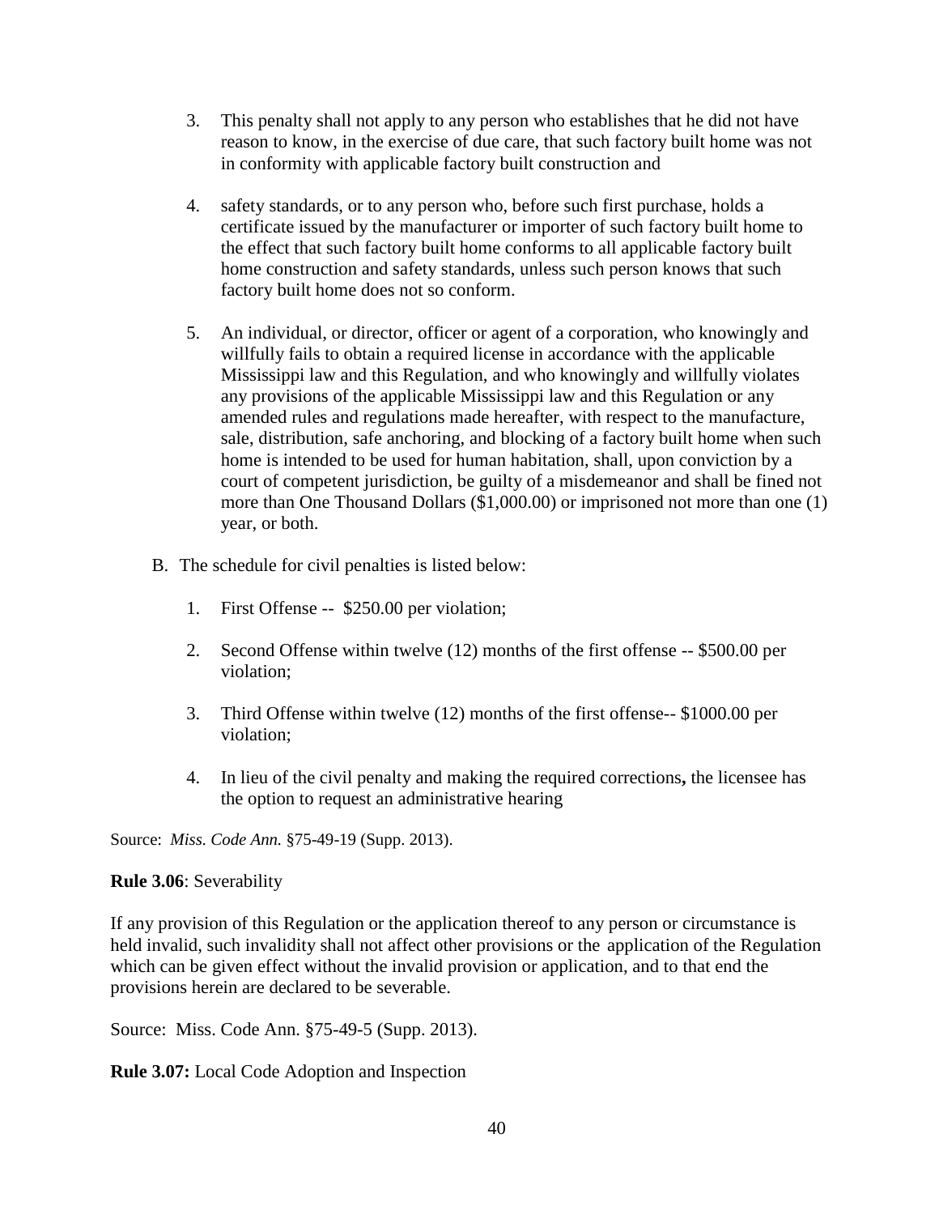3. This penalty shall not apply to any person who establishes that he did not have reason to know, in the exercise of due care, that such factory built home was not in conformity with applicable factory built construction and

4. safety standards, or to any person who, before such first purchase, holds a certificate issued by the manufacturer or importer of such factory built home to the effect that such factory built home conforms to all applicable factory built home construction and safety standards, unless such person knows that such factory built home does not so conform.

5. An individual, or director, officer or agent of a corporation, who knowingly and willfully fails to obtain a required license in accordance with the applicable Mississippi law and this Regulation, and who knowingly and willfully violates any provisions of the applicable Mississippi law and this Regulation or any amended rules and regulations made hereafter, with respect to the manufacture, sale, distribution, safe anchoring, and blocking of a factory built home when such home is intended to be used for human habitation, shall, upon conviction by a court of competent jurisdiction, be guilty of a misdemeanor and shall be fined not more than One Thousand Dollars ($1,000.00) or imprisoned not more than one (1) year, or both.

B. The schedule for civil penalties is listed below:

1. First Offense -- $250.00 per violation;

2. Second Offense within twelve (12) months of the first offense -- $500.00 per violation;

3. Third Offense within twelve (12) months of the first offense-- $1000.00 per violation;

4. In lieu of the civil penalty and making the required corrections**,** the licensee has the option to request an administrative hearing

Source: *Miss. Code Ann.* §75-49-19 (Supp. 2013).

**Rule 3.06**: Severability

If any provision of this Regulation or the application thereof to any person or circumstance is held invalid, such invalidity shall not affect other provisions or the application of the Regulation which can be given effect without the invalid provision or application, and to that end the provisions herein are declared to be severable.

Source: Miss. Code Ann. §75-49-5 (Supp. 2013).

**Rule 3.07:** Local Code Adoption and Inspection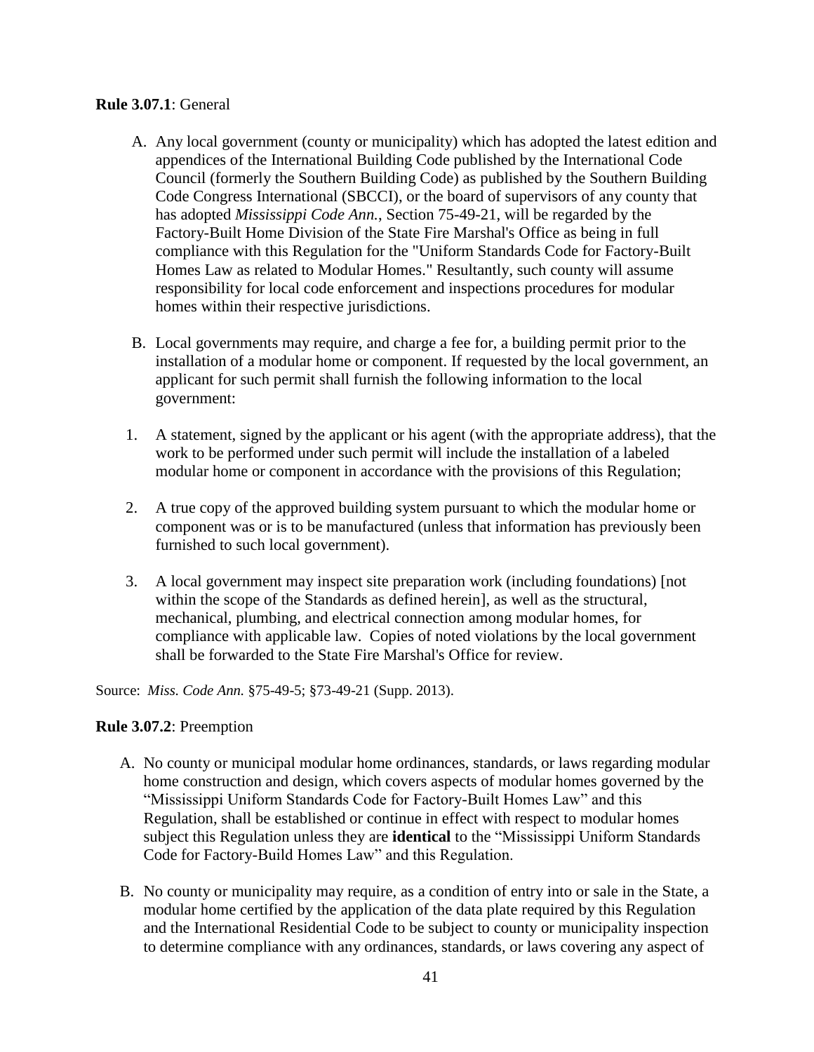**Rule 3.07.1**: General

A. Any local government (county or municipality) which has adopted the latest edition and appendices of the International Building Code published by the International Code Council (formerly the Southern Building Code) as published by the Southern Building Code Congress International (SBCCI), or the board of supervisors of any county that has adopted *Mississippi Code Ann.*, Section 75-49-21, will be regarded by the Factory-Built Home Division of the State Fire Marshal's Office as being in full compliance with this Regulation for the "Uniform Standards Code for Factory-Built Homes Law as related to Modular Homes." Resultantly, such county will assume responsibility for local code enforcement and inspections procedures for modular homes within their respective jurisdictions.

B. Local governments may require, and charge a fee for, a building permit prior to the installation of a modular home or component. If requested by the local government, an applicant for such permit shall furnish the following information to the local government:

1. A statement, signed by the applicant or his agent (with the appropriate address), that the work to be performed under such permit will include the installation of a labeled modular home or component in accordance with the provisions of this Regulation;

2. A true copy of the approved building system pursuant to which the modular home or component was or is to be manufactured (unless that information has previously been furnished to such local government).

3. A local government may inspect site preparation work (including foundations) [not within the scope of the Standards as defined herein], as well as the structural, mechanical, plumbing, and electrical connection among modular homes, for compliance with applicable law. Copies of noted violations by the local government shall be forwarded to the State Fire Marshal's Office for review.

Source: *Miss. Code Ann.* §75-49-5; §73-49-21 (Supp. 2013).

**Rule 3.07.2**: Preemption

A. No county or municipal modular home ordinances, standards, or laws regarding modular home construction and design, which covers aspects of modular homes governed by the "Mississippi Uniform Standards Code for Factory-Built Homes Law" and this Regulation, shall be established or continue in effect with respect to modular homes subject this Regulation unless they are **identical** to the "Mississippi Uniform Standards Code for Factory-Build Homes Law" and this Regulation.

B. No county or municipality may require, as a condition of entry into or sale in the State, a modular home certified by the application of the data plate required by this Regulation and the International Residential Code to be subject to county or municipality inspection to determine compliance with any ordinances, standards, or laws covering any aspect of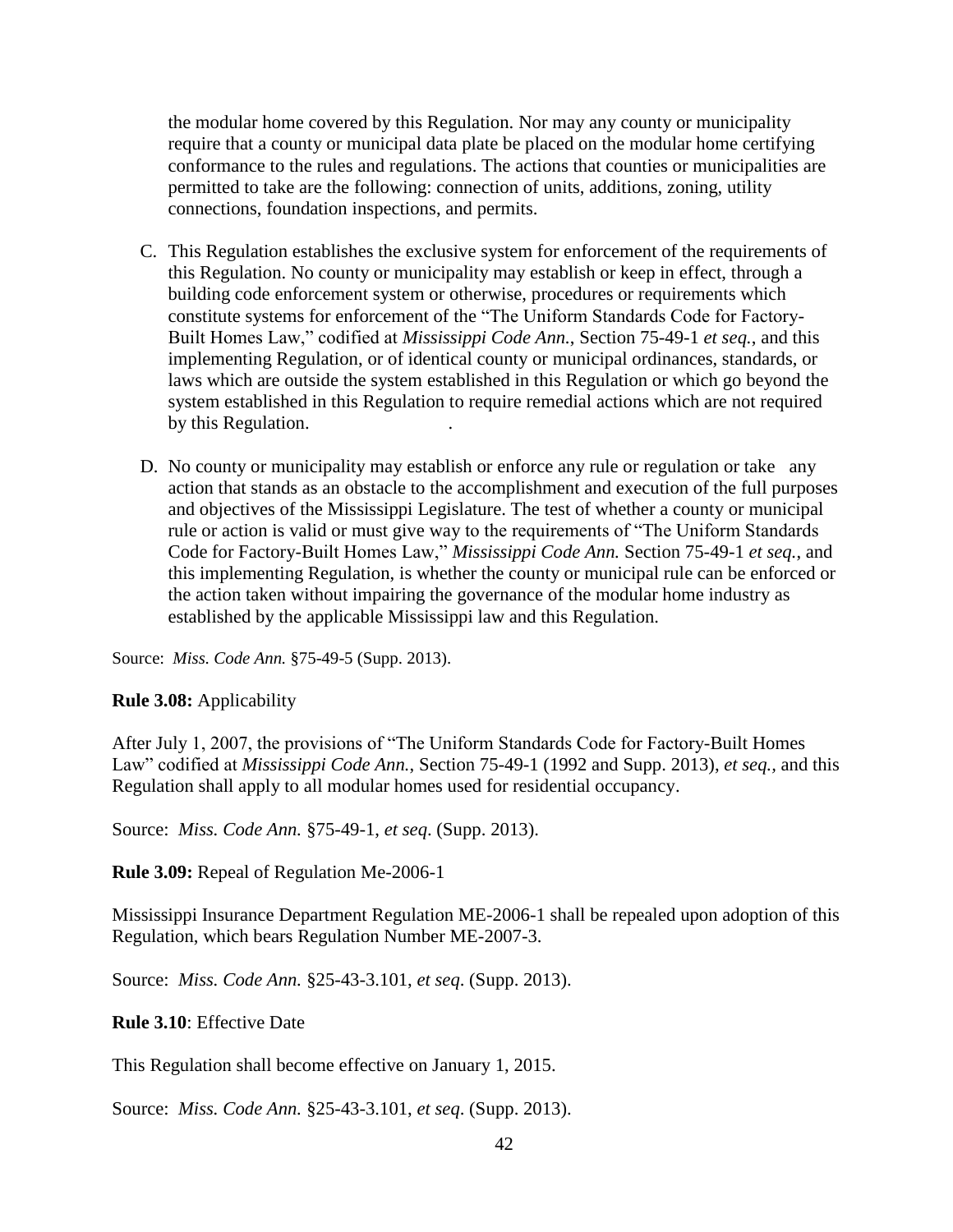the modular home covered by this Regulation. Nor may any county or municipality require that a county or municipal data plate be placed on the modular home certifying conformance to the rules and regulations. The actions that counties or municipalities are permitted to take are the following: connection of units, additions, zoning, utility connections, foundation inspections, and permits.

C. This Regulation establishes the exclusive system for enforcement of the requirements of this Regulation. No county or municipality may establish or keep in effect, through a building code enforcement system or otherwise, procedures or requirements which constitute systems for enforcement of the "The Uniform Standards Code for Factory-Built Homes Law," codified at *Mississippi Code Ann.*, Section 75-49-1 *et seq.*, and this implementing Regulation, or of identical county or municipal ordinances, standards, or laws which are outside the system established in this Regulation or which go beyond the system established in this Regulation to require remedial actions which are not required by this Regulation. .

D. No county or municipality may establish or enforce any rule or regulation or take any action that stands as an obstacle to the accomplishment and execution of the full purposes and objectives of the Mississippi Legislature. The test of whether a county or municipal rule or action is valid or must give way to the requirements of "The Uniform Standards Code for Factory-Built Homes Law," *Mississippi Code Ann.* Section 75-49-1 *et seq.*, and this implementing Regulation, is whether the county or municipal rule can be enforced or the action taken without impairing the governance of the modular home industry as established by the applicable Mississippi law and this Regulation.

Source: *Miss. Code Ann.* §75-49-5 (Supp. 2013).

**Rule 3.08:** Applicability

After July 1, 2007, the provisions of "The Uniform Standards Code for Factory-Built Homes Law" codified at *Mississippi Code Ann.*, Section 75-49-1 (1992 and Supp. 2013), *et seq.*, and this Regulation shall apply to all modular homes used for residential occupancy.

Source: *Miss. Code Ann.* §75-49-1, *et seq*. (Supp. 2013).

**Rule 3.09:** Repeal of Regulation Me-2006-1

Mississippi Insurance Department Regulation ME-2006-1 shall be repealed upon adoption of this Regulation, which bears Regulation Number ME-2007-3.

Source: *Miss. Code Ann.* §25-43-3.101, *et seq*. (Supp. 2013).

**Rule 3.10**: Effective Date

This Regulation shall become effective on January 1, 2015.

Source: *Miss. Code Ann.* §25-43-3.101, *et seq*. (Supp. 2013).